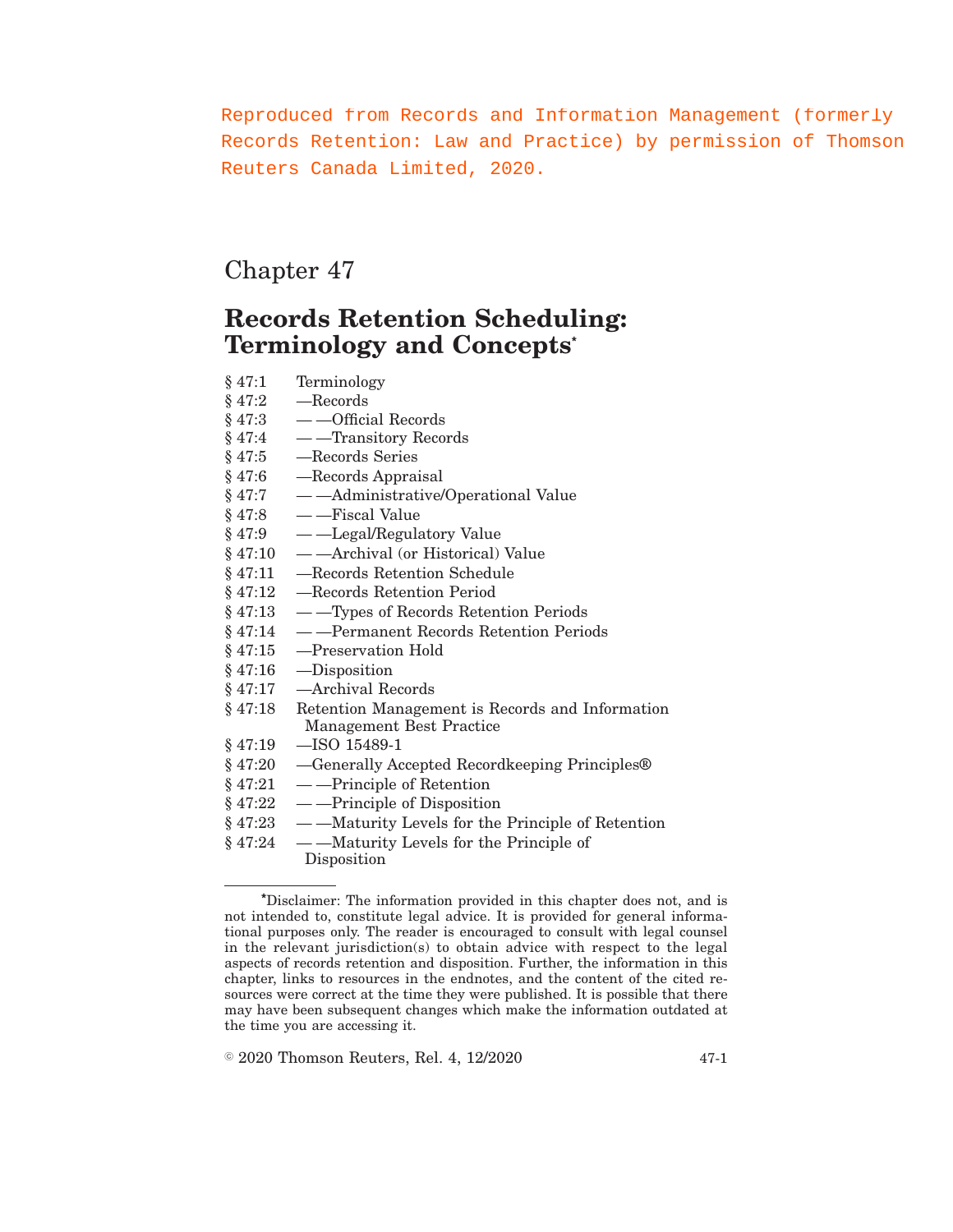Reproduced from Records and Information Management (formerly Records Retention: Law and Practice) by permission of Thomson Reuters Canada Limited, 2020.

# Chapter 47

## Records Retention Scheduling: Terminology and Concepts*

§ 47:1 Terminology
§ 47:2 —Records
§ 47:3 — —Official Records
§ 47:4 — —Transitory Records
§ 47:5 —Records Series
§ 47:6 —Records Appraisal
§ 47:7 — —Administrative/Operational Value
§ 47:8 — —Fiscal Value
§ 47:9 — —Legal/Regulatory Value
§ 47:10 — —Archival (or Historical) Value
§ 47:11 —Records Retention Schedule
§ 47:12 —Records Retention Period
§ 47:13 — —Types of Records Retention Periods
§ 47:14 — —Permanent Records Retention Periods
§ 47:15 —Preservation Hold
§ 47:16 —Disposition
§ 47:17 —Archival Records
§ 47:18 Retention Management is Records and Information Management Best Practice
§ 47:19 —ISO 15489-1
§ 47:20 —Generally Accepted Recordkeeping Principles®
§ 47:21 — —Principle of Retention
§ 47:22 — —Principle of Disposition
§ 47:23 — —Maturity Levels for the Principle of Retention
§ 47:24 — —Maturity Levels for the Principle of Disposition

*Disclaimer: The information provided in this chapter does not, and is not intended to, constitute legal advice. It is provided for general informational purposes only. The reader is encouraged to consult with legal counsel in the relevant jurisdiction(s) to obtain advice with respect to the legal aspects of records retention and disposition. Further, the information in this chapter, links to resources in the endnotes, and the content of the cited resources were correct at the time they were published. It is possible that there may have been subsequent changes which make the information outdated at the time you are accessing it.

© 2020 Thomson Reuters, Rel. 4, 12/2020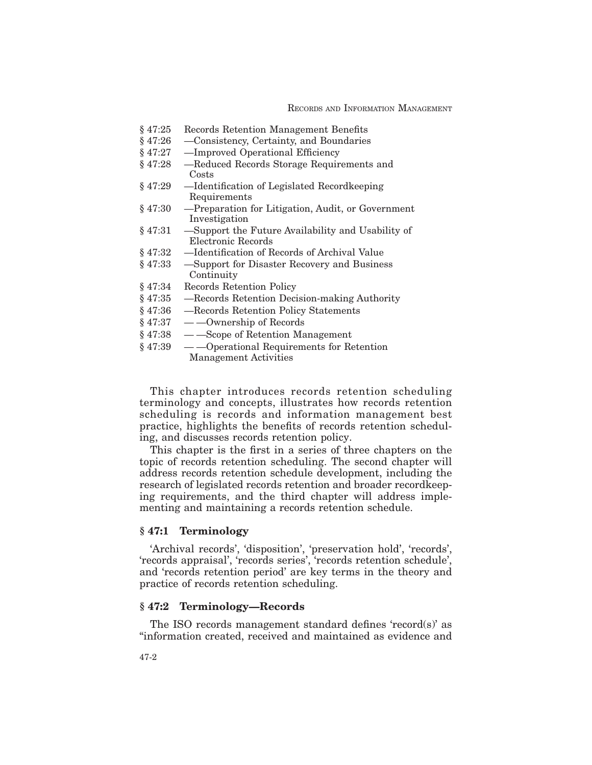§ 47:25 Records Retention Management Benefits
§ 47:26 —Consistency, Certainty, and Boundaries
§ 47:27 —Improved Operational Efficiency
§ 47:28 —Reduced Records Storage Requirements and Costs
§ 47:29 —Identification of Legislated Recordkeeping Requirements
§ 47:30 —Preparation for Litigation, Audit, or Government Investigation
§ 47:31 —Support the Future Availability and Usability of Electronic Records
§ 47:32 —Identification of Records of Archival Value
§ 47:33 —Support for Disaster Recovery and Business Continuity
§ 47:34 Records Retention Policy
§ 47:35 —Records Retention Decision-making Authority
§ 47:36 —Records Retention Policy Statements
§ 47:37 — —Ownership of Records
§ 47:38 — —Scope of Retention Management
§ 47:39 — —Operational Requirements for Retention Management Activities

This chapter introduces records retention scheduling terminology and concepts, illustrates how records retention scheduling is records and information management best practice, highlights the benefits of records retention scheduling, and discusses records retention policy.

This chapter is the first in a series of three chapters on the topic of records retention scheduling. The second chapter will address records retention schedule development, including the research of legislated records retention and broader recordkeeping requirements, and the third chapter will address implementing and maintaining a records retention schedule.

### § 47:1 Terminology

'Archival records', 'disposition', 'preservation hold', 'records', 'records appraisal', 'records series', 'records retention schedule', and 'records retention period' are key terms in the theory and practice of records retention scheduling.

### § 47:2 Terminology—Records

The ISO records management standard defines 'record(s)' as "information created, received and maintained as evidence and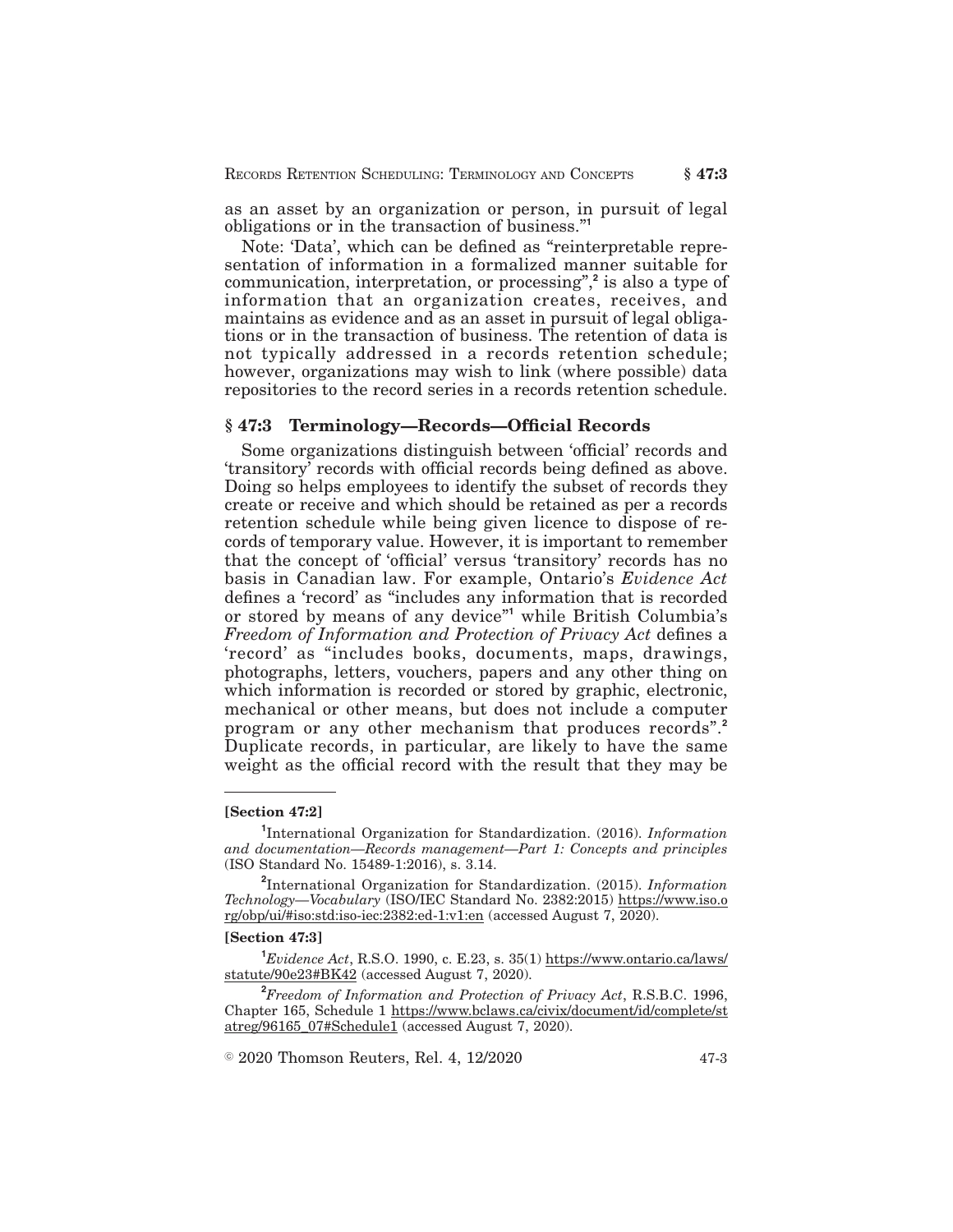as an asset by an organization or person, in pursuit of legal obligations or in the transaction of business."[1]

Note: 'Data', which can be defined as "reinterpretable representation of information in a formalized manner suitable for communication, interpretation, or processing",[2] is also a type of information that an organization creates, receives, and maintains as evidence and as an asset in pursuit of legal obligations or in the transaction of business. The retention of data is not typically addressed in a records retention schedule; however, organizations may wish to link (where possible) data repositories to the record series in a records retention schedule.

## § 47:3 Terminology—Records—Official Records

Some organizations distinguish between 'official' records and 'transitory' records with official records being defined as above. Doing so helps employees to identify the subset of records they create or receive and which should be retained as per a records retention schedule while being given licence to dispose of records of temporary value. However, it is important to remember that the concept of 'official' versus 'transitory' records has no basis in Canadian law. For example, Ontario's *Evidence Act* defines a 'record' as "includes any information that is recorded or stored by means of any device"[1] while British Columbia's *Freedom of Information and Protection of Privacy Act* defines a 'record' as "includes books, documents, maps, drawings, photographs, letters, vouchers, papers and any other thing on which information is recorded or stored by graphic, electronic, mechanical or other means, but does not include a computer program or any other mechanism that produces records".[2] Duplicate records, in particular, are likely to have the same weight as the official record with the result that they may be

---

**[Section 47:2]**

[1]International Organization for Standardization. (2016). *Information and documentation—Records management—Part 1: Concepts and principles* (ISO Standard No. 15489-1:2016), s. 3.14.

[2]International Organization for Standardization. (2015). *Information Technology—Vocabulary* (ISO/IEC Standard No. 2382:2015) https://www.iso.org/obp/ui/#iso:std:iso-iec:2382:ed-1:v1:en (accessed August 7, 2020).

**[Section 47:3]**

[1]*Evidence Act*, R.S.O. 1990, c. E.23, s. 35(1) https://www.ontario.ca/laws/statute/90e23#BK42 (accessed August 7, 2020).

[2]*Freedom of Information and Protection of Privacy Act*, R.S.B.C. 1996, Chapter 165, Schedule 1 https://www.bclaws.ca/civix/document/id/complete/statreg/96165_07#Schedule1 (accessed August 7, 2020).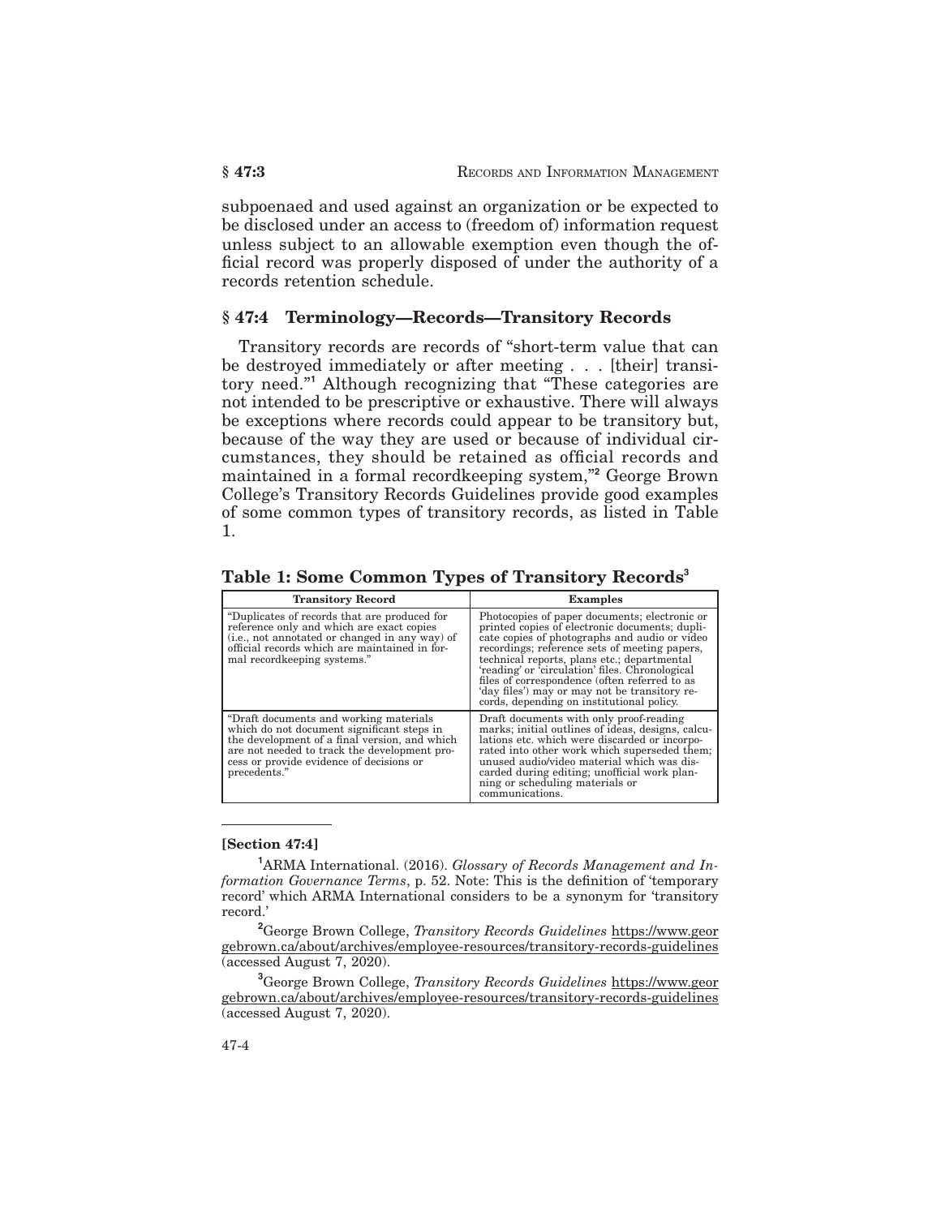subpoenaed and used against an organization or be expected to be disclosed under an access to (freedom of) information request unless subject to an allowable exemption even though the official record was properly disposed of under the authority of a records retention schedule.

## § 47:4 Terminology—Records—Transitory Records

Transitory records are records of "short-term value that can be destroyed immediately or after meeting . . . [their] transitory need."[1] Although recognizing that "These categories are not intended to be prescriptive or exhaustive. There will always be exceptions where records could appear to be transitory but, because of the way they are used or because of individual circumstances, they should be retained as official records and maintained in a formal recordkeeping system,"[2] George Brown College's Transitory Records Guidelines provide good examples of some common types of transitory records, as listed in Table 1.

**Table 1: Some Common Types of Transitory Records[3]**

| Transitory Record | Examples |
|---|---|
| "Duplicates of records that are produced for reference only and which are exact copies (i.e., not annotated or changed in any way) of official records which are maintained in formal recordkeeping systems." | Photocopies of paper documents; electronic or printed copies of electronic documents; duplicate copies of photographs and audio or video recordings; reference sets of meeting papers, technical reports, plans etc.; departmental 'reading' or 'circulation' files. Chronological files of correspondence (often referred to as 'day files') may or may not be transitory records, depending on institutional policy. |
| "Draft documents and working materials which do not document significant steps in the development of a final version, and which are not needed to track the development process or provide evidence of decisions or precedents." | Draft documents with only proof-reading marks; initial outlines of ideas, designs, calculations etc. which were discarded or incorporated into other work which superseded them; unused audio/video material which was discarded during editing; unofficial work planning or scheduling materials or communications. |

---

**[Section 47:4]**

[1] ARMA International. (2016). *Glossary of Records Management and Information Governance Terms*, p. 52. Note: This is the definition of 'temporary record' which ARMA International considers to be a synonym for 'transitory record.'

[2] George Brown College, *Transitory Records Guidelines* https://www.georgebrown.ca/about/archives/employee-resources/transitory-records-guidelines (accessed August 7, 2020).

[3] George Brown College, *Transitory Records Guidelines* https://www.georgebrown.ca/about/archives/employee-resources/transitory-records-guidelines (accessed August 7, 2020).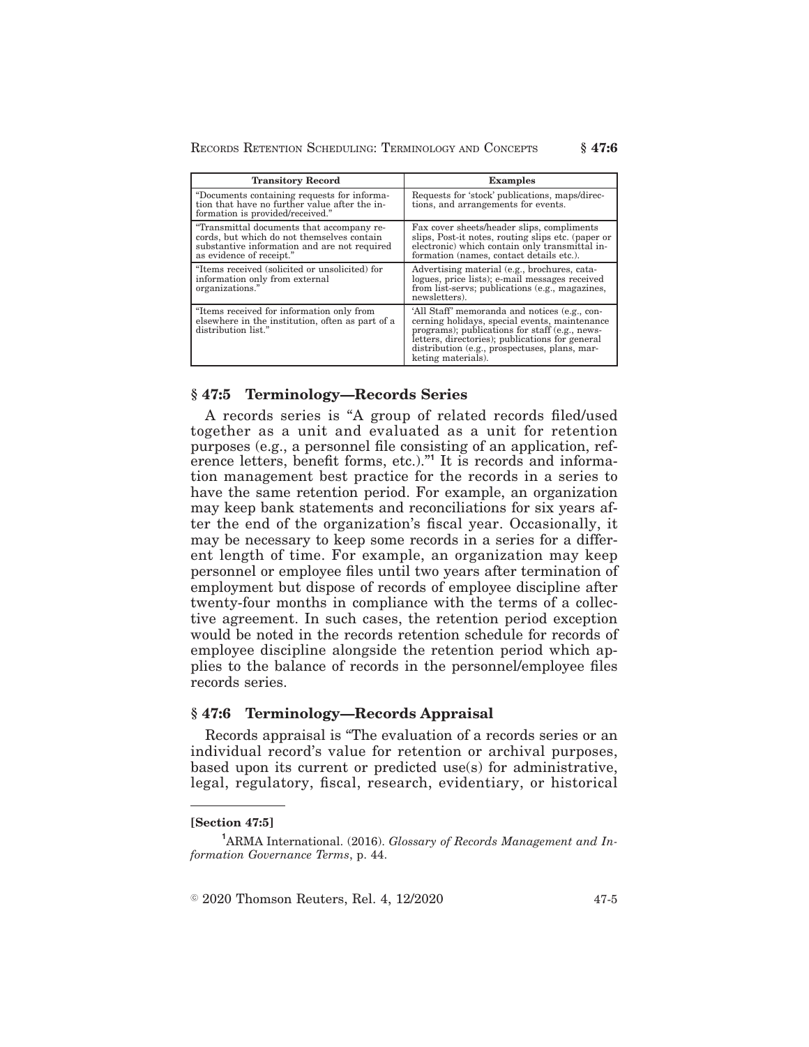| Transitory Record | Examples |
|---|---|
| "Documents containing requests for information that have no further value after the information is provided/received." | Requests for 'stock' publications, maps/directions, and arrangements for events. |
| "Transmittal documents that accompany records, but which do not themselves contain substantive information and are not required as evidence of receipt." | Fax cover sheets/header slips, compliments slips, Post-it notes, routing slips etc. (paper or electronic) which contain only transmittal information (names, contact details etc.). |
| "Items received (solicited or unsolicited) for information only from external organizations." | Advertising material (e.g., brochures, catalogues, price lists); e-mail messages received from list-servs; publications (e.g., magazines, newsletters). |
| "Items received for information only from elsewhere in the institution, often as part of a distribution list." | 'All Staff' memoranda and notices (e.g., concerning holidays, special events, maintenance programs); publications for staff (e.g., newsletters, directories); publications for general distribution (e.g., prospectuses, plans, marketing materials). |

## § 47:5 Terminology—Records Series

A records series is "A group of related records filed/used together as a unit and evaluated as a unit for retention purposes (e.g., a personnel file consisting of an application, reference letters, benefit forms, etc.)."[1] It is records and information management best practice for the records in a series to have the same retention period. For example, an organization may keep bank statements and reconciliations for six years after the end of the organization's fiscal year. Occasionally, it may be necessary to keep some records in a series for a different length of time. For example, an organization may keep personnel or employee files until two years after termination of employment but dispose of records of employee discipline after twenty-four months in compliance with the terms of a collective agreement. In such cases, the retention period exception would be noted in the records retention schedule for records of employee discipline alongside the retention period which applies to the balance of records in the personnel/employee files records series.

## § 47:6 Terminology—Records Appraisal

Records appraisal is "The evaluation of a records series or an individual record's value for retention or archival purposes, based upon its current or predicted use(s) for administrative, legal, regulatory, fiscal, research, evidentiary, or historical

---

**[Section 47:5]**

[1] ARMA International. (2016). *Glossary of Records Management and Information Governance Terms*, p. 44.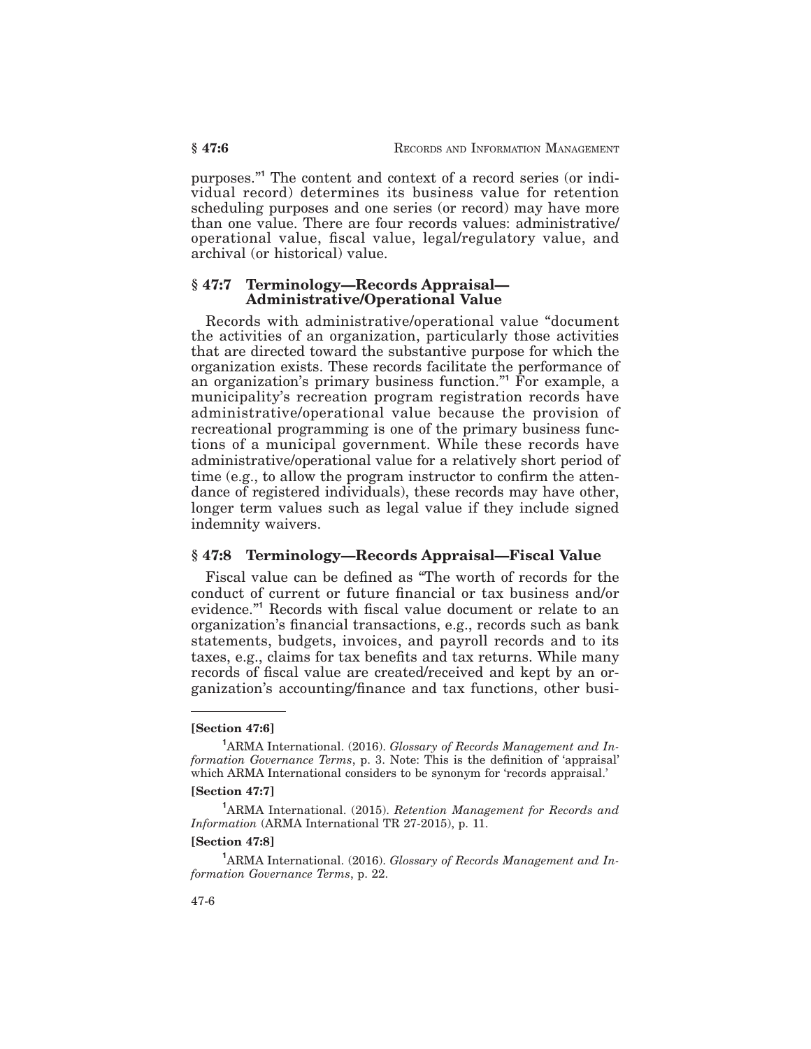purposes."[1] The content and context of a record series (or individual record) determines its business value for retention scheduling purposes and one series (or record) may have more than one value. There are four records values: administrative/operational value, fiscal value, legal/regulatory value, and archival (or historical) value.

## § 47:7 Terminology—Records Appraisal—Administrative/Operational Value

Records with administrative/operational value "document the activities of an organization, particularly those activities that are directed toward the substantive purpose for which the organization exists. These records facilitate the performance of an organization's primary business function."[1] For example, a municipality's recreation program registration records have administrative/operational value because the provision of recreational programming is one of the primary business functions of a municipal government. While these records have administrative/operational value for a relatively short period of time (e.g., to allow the program instructor to confirm the attendance of registered individuals), these records may have other, longer term values such as legal value if they include signed indemnity waivers.

## § 47:8 Terminology—Records Appraisal—Fiscal Value

Fiscal value can be defined as "The worth of records for the conduct of current or future financial or tax business and/or evidence."[1] Records with fiscal value document or relate to an organization's financial transactions, e.g., records such as bank statements, budgets, invoices, and payroll records and to its taxes, e.g., claims for tax benefits and tax returns. While many records of fiscal value are created/received and kept by an organization's accounting/finance and tax functions, other busi-

---

**[Section 47:6]**

[1] ARMA International. (2016). *Glossary of Records Management and Information Governance Terms*, p. 3. Note: This is the definition of 'appraisal' which ARMA International considers to be synonym for 'records appraisal.'

**[Section 47:7]**

[1] ARMA International. (2015). *Retention Management for Records and Information* (ARMA International TR 27-2015), p. 11.

**[Section 47:8]**

[1] ARMA International. (2016). *Glossary of Records Management and Information Governance Terms*, p. 22.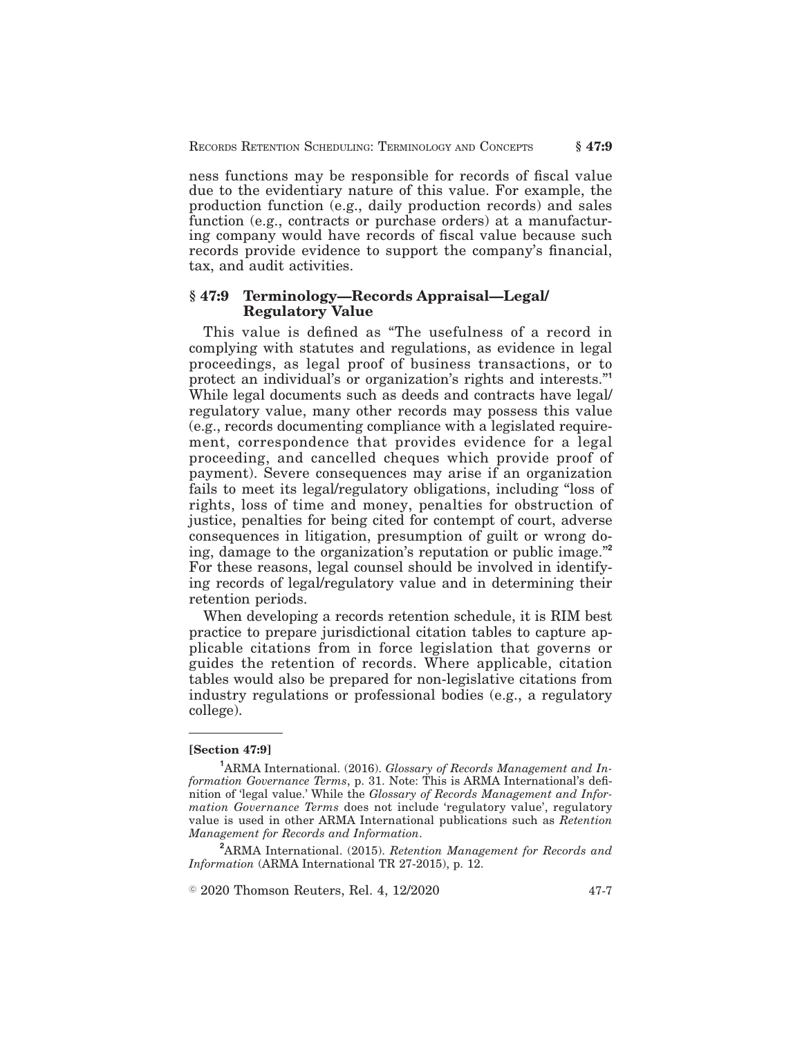ness functions may be responsible for records of fiscal value due to the evidentiary nature of this value. For example, the production function (e.g., daily production records) and sales function (e.g., contracts or purchase orders) at a manufacturing company would have records of fiscal value because such records provide evidence to support the company's financial, tax, and audit activities.

## § 47:9 Terminology—Records Appraisal—Legal/ Regulatory Value

This value is defined as "The usefulness of a record in complying with statutes and regulations, as evidence in legal proceedings, as legal proof of business transactions, or to protect an individual's or organization's rights and interests."[1] While legal documents such as deeds and contracts have legal/ regulatory value, many other records may possess this value (e.g., records documenting compliance with a legislated requirement, correspondence that provides evidence for a legal proceeding, and cancelled cheques which provide proof of payment). Severe consequences may arise if an organization fails to meet its legal/regulatory obligations, including "loss of rights, loss of time and money, penalties for obstruction of justice, penalties for being cited for contempt of court, adverse consequences in litigation, presumption of guilt or wrong doing, damage to the organization's reputation or public image."[2] For these reasons, legal counsel should be involved in identifying records of legal/regulatory value and in determining their retention periods.

When developing a records retention schedule, it is RIM best practice to prepare jurisdictional citation tables to capture applicable citations from in force legislation that governs or guides the retention of records. Where applicable, citation tables would also be prepared for non-legislative citations from industry regulations or professional bodies (e.g., a regulatory college).

---

**[Section 47:9]**

[1] ARMA International. (2016). *Glossary of Records Management and Information Governance Terms*, p. 31. Note: This is ARMA International's definition of 'legal value.' While the *Glossary of Records Management and Information Governance Terms* does not include 'regulatory value', regulatory value is used in other ARMA International publications such as *Retention Management for Records and Information*.

[2] ARMA International. (2015). *Retention Management for Records and Information* (ARMA International TR 27-2015), p. 12.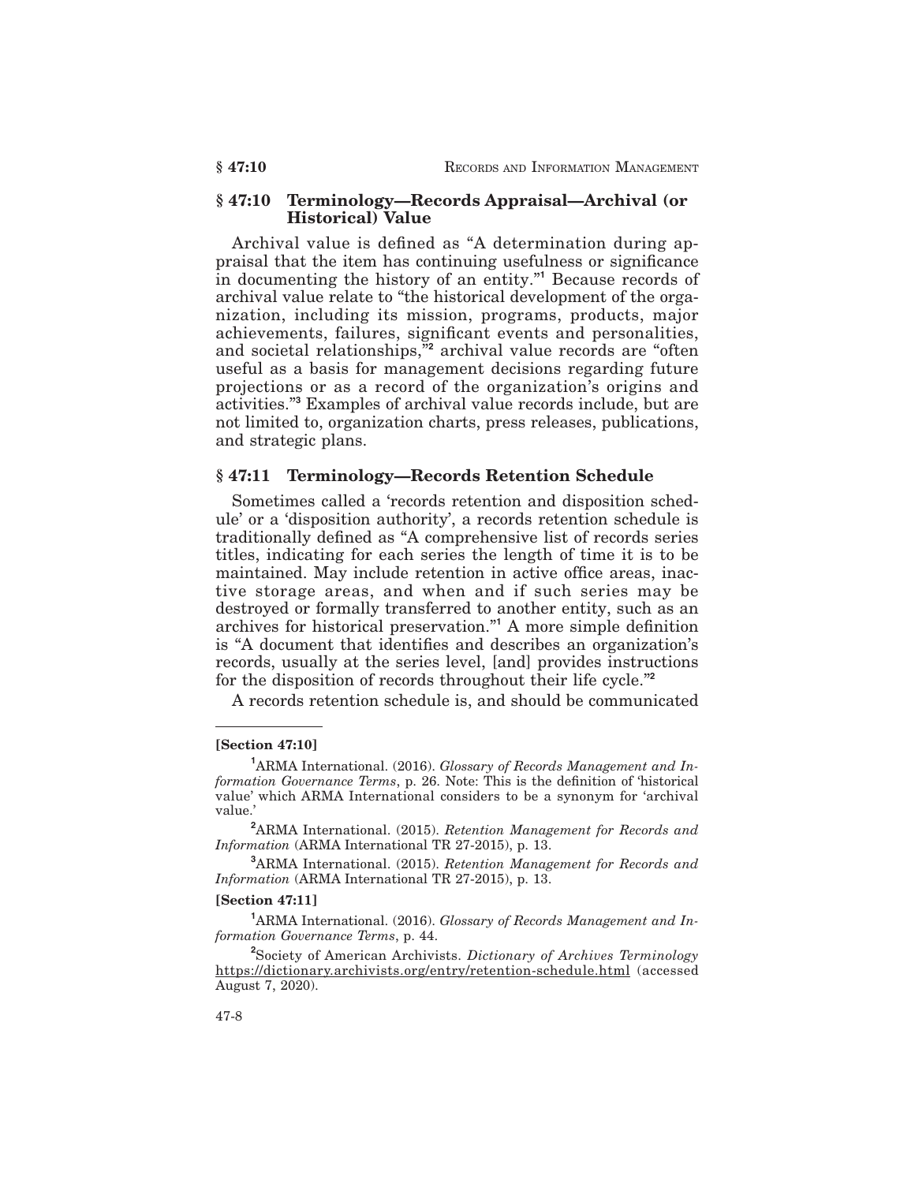## § 47:10 Terminology—Records Appraisal—Archival (or Historical) Value

Archival value is defined as "A determination during appraisal that the item has continuing usefulness or significance in documenting the history of an entity."[1] Because records of archival value relate to "the historical development of the organization, including its mission, programs, products, major achievements, failures, significant events and personalities, and societal relationships,"[2] archival value records are "often useful as a basis for management decisions regarding future projections or as a record of the organization's origins and activities."[3] Examples of archival value records include, but are not limited to, organization charts, press releases, publications, and strategic plans.

## § 47:11 Terminology—Records Retention Schedule

Sometimes called a 'records retention and disposition schedule' or a 'disposition authority', a records retention schedule is traditionally defined as "A comprehensive list of records series titles, indicating for each series the length of time it is to be maintained. May include retention in active office areas, inactive storage areas, and when and if such series may be destroyed or formally transferred to another entity, such as an archives for historical preservation."[1] A more simple definition is "A document that identifies and describes an organization's records, usually at the series level, [and] provides instructions for the disposition of records throughout their life cycle."[2]

A records retention schedule is, and should be communicated

---

**[Section 47:10]**

[1] ARMA International. (2016). *Glossary of Records Management and Information Governance Terms*, p. 26. Note: This is the definition of 'historical value' which ARMA International considers to be a synonym for 'archival value.'

[2] ARMA International. (2015). *Retention Management for Records and Information* (ARMA International TR 27-2015), p. 13.

[3] ARMA International. (2015). *Retention Management for Records and Information* (ARMA International TR 27-2015), p. 13.

**[Section 47:11]**

[1] ARMA International. (2016). *Glossary of Records Management and Information Governance Terms*, p. 44.

[2] Society of American Archivists. *Dictionary of Archives Terminology* https://dictionary.archivists.org/entry/retention-schedule.html (accessed August 7, 2020).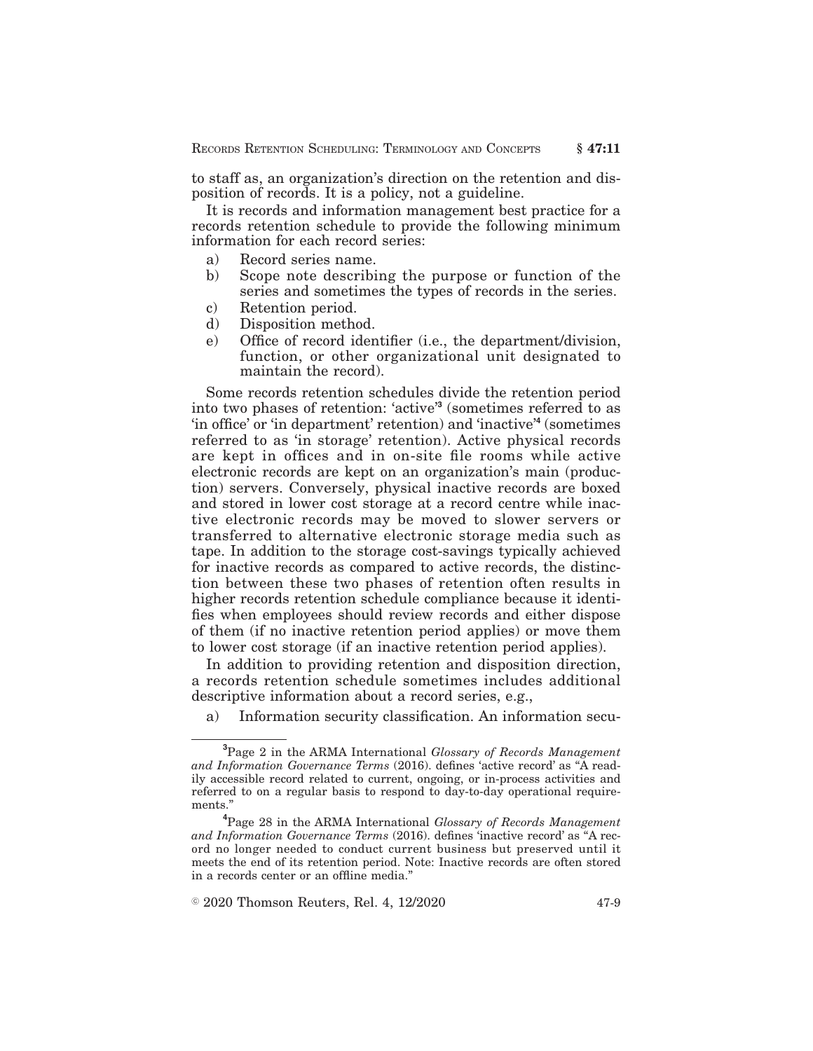to staff as, an organization's direction on the retention and disposition of records. It is a policy, not a guideline.

It is records and information management best practice for a records retention schedule to provide the following minimum information for each record series:

a) Record series name.
b) Scope note describing the purpose or function of the series and sometimes the types of records in the series.
c) Retention period.
d) Disposition method.
e) Office of record identifier (i.e., the department/division, function, or other organizational unit designated to maintain the record).

Some records retention schedules divide the retention period into two phases of retention: 'active'[3] (sometimes referred to as 'in office' or 'in department' retention) and 'inactive'[4] (sometimes referred to as 'in storage' retention). Active physical records are kept in offices and in on-site file rooms while active electronic records are kept on an organization's main (production) servers. Conversely, physical inactive records are boxed and stored in lower cost storage at a record centre while inactive electronic records may be moved to slower servers or transferred to alternative electronic storage media such as tape. In addition to the storage cost-savings typically achieved for inactive records as compared to active records, the distinction between these two phases of retention often results in higher records retention schedule compliance because it identifies when employees should review records and either dispose of them (if no inactive retention period applies) or move them to lower cost storage (if an inactive retention period applies).

In addition to providing retention and disposition direction, a records retention schedule sometimes includes additional descriptive information about a record series, e.g.,

a) Information security classification. An information secu-

---

[3] Page 2 in the ARMA International *Glossary of Records Management and Information Governance Terms* (2016). defines 'active record' as "A readily accessible record related to current, ongoing, or in-process activities and referred to on a regular basis to respond to day-to-day operational requirements."

[4] Page 28 in the ARMA International *Glossary of Records Management and Information Governance Terms* (2016). defines 'inactive record' as "A record no longer needed to conduct current business but preserved until it meets the end of its retention period. Note: Inactive records are often stored in a records center or an offline media."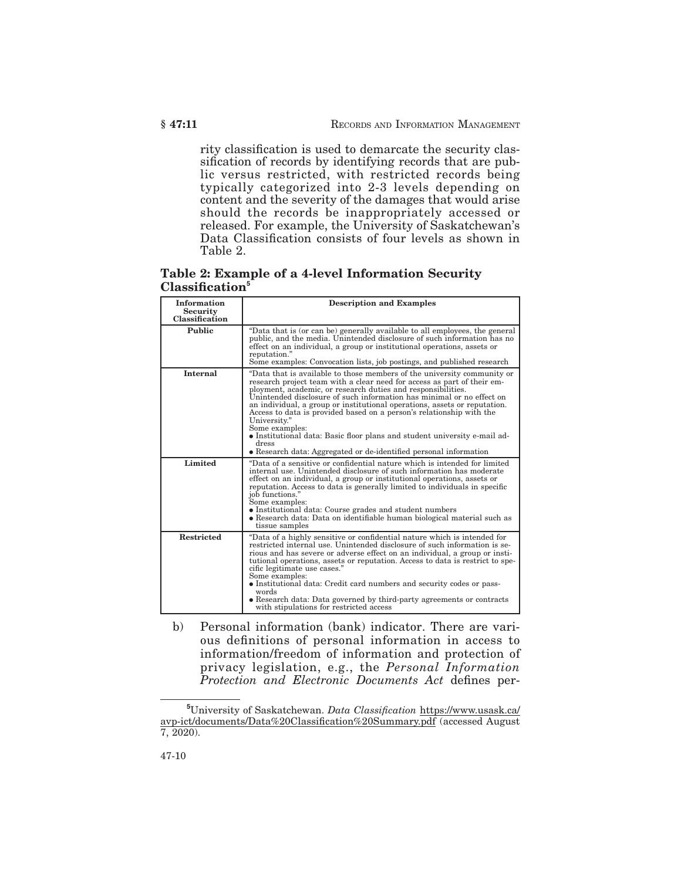rity classification is used to demarcate the security classification of records by identifying records that are public versus restricted, with restricted records being typically categorized into 2-3 levels depending on content and the severity of the damages that would arise should the records be inappropriately accessed or released. For example, the University of Saskatchewan's Data Classification consists of four levels as shown in Table 2.

**Table 2: Example of a 4-level Information Security Classification[5]**

| Information Security Classification | Description and Examples |
|---|---|
| **Public** | "Data that is (or can be) generally available to all employees, the general public, and the media. Unintended disclosure of such information has no effect on an individual, a group or institutional operations, assets or reputation."<br>Some examples: Convocation lists, job postings, and published research |
| **Internal** | "Data that is available to those members of the university community or research project team with a clear need for access as part of their employment, academic, or research duties and responsibilities. Unintended disclosure of such information has minimal or no effect on an individual, a group or institutional operations, assets or reputation. Access to data is provided based on a person's relationship with the University."<br>Some examples:<br>• Institutional data: Basic floor plans and student university e-mail address<br>• Research data: Aggregated or de-identified personal information |
| **Limited** | "Data of a sensitive or confidential nature which is intended for limited internal use. Unintended disclosure of such information has moderate effect on an individual, a group or institutional operations, assets or reputation. Access to data is generally limited to individuals in specific job functions."<br>Some examples:<br>• Institutional data: Course grades and student numbers<br>• Research data: Data on identifiable human biological material such as tissue samples |
| **Restricted** | "Data of a highly sensitive or confidential nature which is intended for restricted internal use. Unintended disclosure of such information is serious and has severe or adverse effect on an individual, a group or institutional operations, assets or reputation. Access to data is restrict to specific legitimate use cases."<br>Some examples:<br>• Institutional data: Credit card numbers and security codes or passwords<br>• Research data: Data governed by third-party agreements or contracts with stipulations for restricted access |

b) Personal information (bank) indicator. There are various definitions of personal information in access to information/freedom of information and protection of privacy legislation, e.g., the *Personal Information Protection and Electronic Documents Act* defines per-

---

[5] University of Saskatchewan. *Data Classification* https://www.usask.ca/avp-ict/documents/Data%20Classification%20Summary.pdf (accessed August 7, 2020).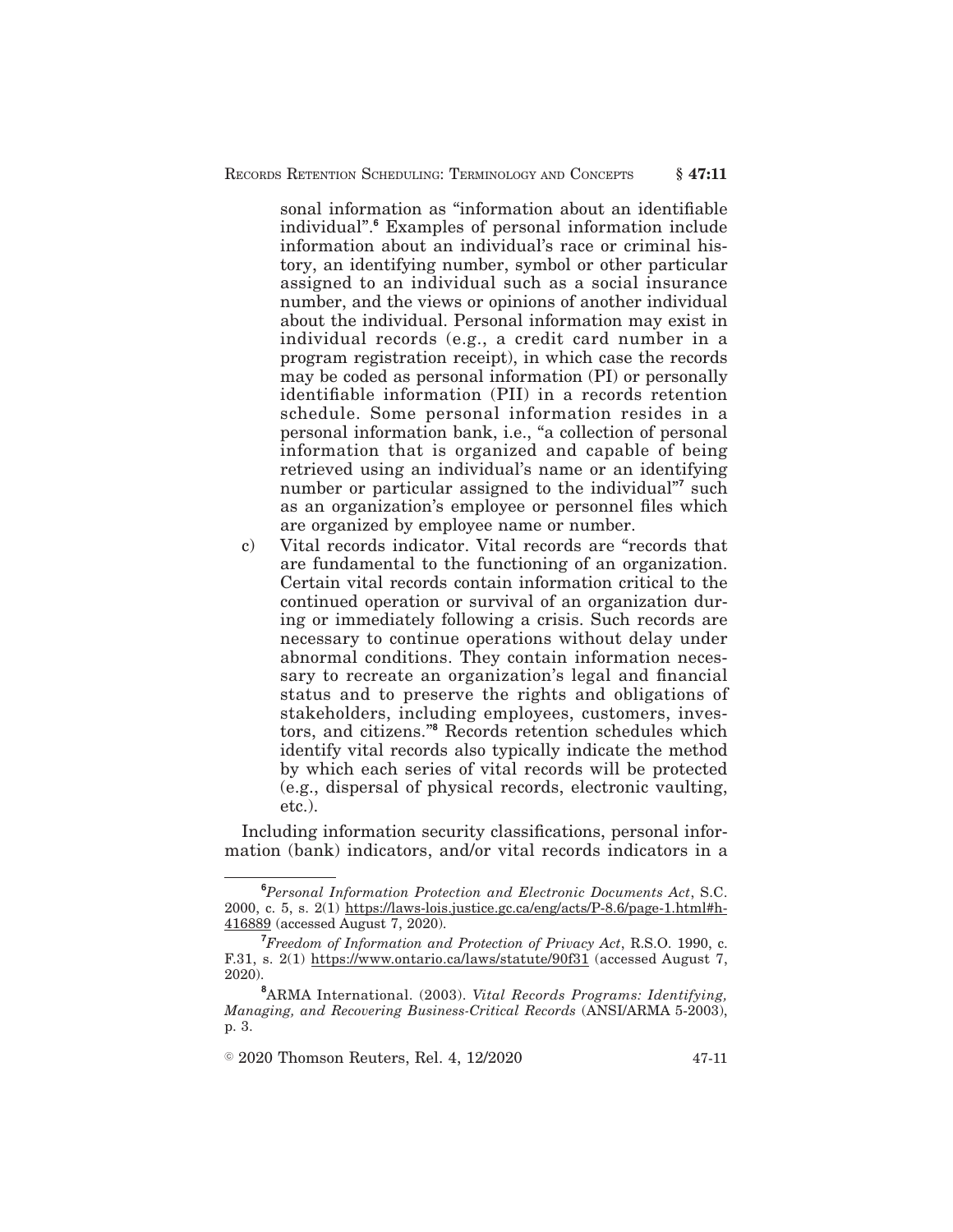sonal information as "information about an identifiable individual".[6] Examples of personal information include information about an individual's race or criminal history, an identifying number, symbol or other particular assigned to an individual such as a social insurance number, and the views or opinions of another individual about the individual. Personal information may exist in individual records (e.g., a credit card number in a program registration receipt), in which case the records may be coded as personal information (PI) or personally identifiable information (PII) in a records retention schedule. Some personal information resides in a personal information bank, i.e., "a collection of personal information that is organized and capable of being retrieved using an individual's name or an identifying number or particular assigned to the individual"[7] such as an organization's employee or personnel files which are organized by employee name or number.

c) Vital records indicator. Vital records are "records that are fundamental to the functioning of an organization. Certain vital records contain information critical to the continued operation or survival of an organization during or immediately following a crisis. Such records are necessary to continue operations without delay under abnormal conditions. They contain information necessary to recreate an organization's legal and financial status and to preserve the rights and obligations of stakeholders, including employees, customers, investors, and citizens."[8] Records retention schedules which identify vital records also typically indicate the method by which each series of vital records will be protected (e.g., dispersal of physical records, electronic vaulting, etc.).

Including information security classifications, personal information (bank) indicators, and/or vital records indicators in a

---

[6] *Personal Information Protection and Electronic Documents Act*, S.C. 2000, c. 5, s. 2(1) https://laws-lois.justice.gc.ca/eng/acts/P-8.6/page-1.html#h-416889 (accessed August 7, 2020).

[7] *Freedom of Information and Protection of Privacy Act*, R.S.O. 1990, c. F.31, s. 2(1) https://www.ontario.ca/laws/statute/90f31 (accessed August 7, 2020).

[8] ARMA International. (2003). *Vital Records Programs: Identifying, Managing, and Recovering Business-Critical Records* (ANSI/ARMA 5-2003), p. 3.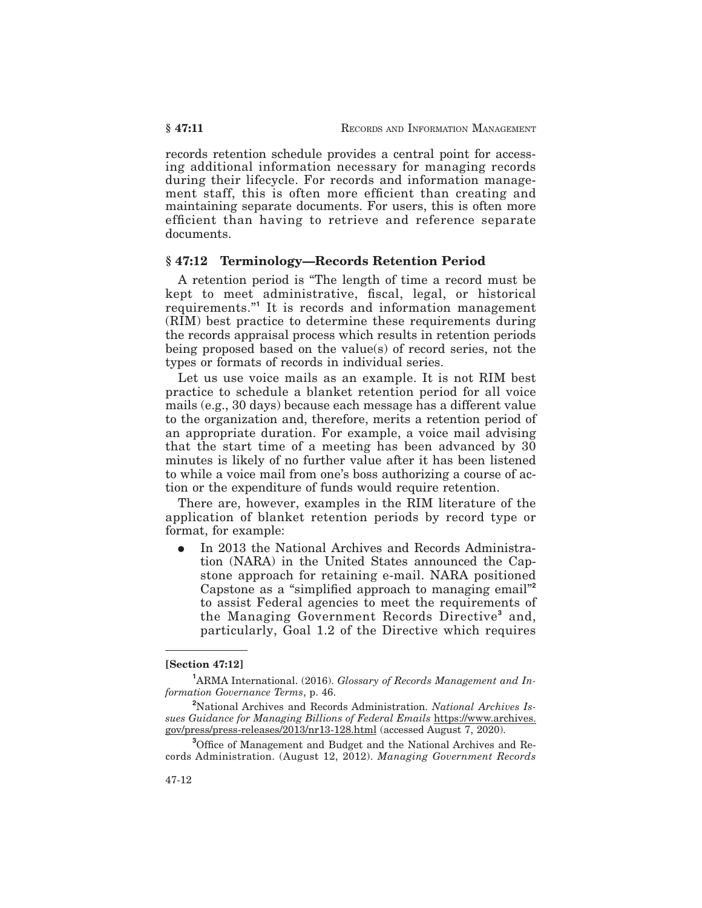records retention schedule provides a central point for accessing additional information necessary for managing records during their lifecycle. For records and information management staff, this is often more efficient than creating and maintaining separate documents. For users, this is often more efficient than having to retrieve and reference separate documents.

## § 47:12 Terminology—Records Retention Period

A retention period is "The length of time a record must be kept to meet administrative, fiscal, legal, or historical requirements."[1] It is records and information management (RIM) best practice to determine these requirements during the records appraisal process which results in retention periods being proposed based on the value(s) of record series, not the types or formats of records in individual series.

Let us use voice mails as an example. It is not RIM best practice to schedule a blanket retention period for all voice mails (e.g., 30 days) because each message has a different value to the organization and, therefore, merits a retention period of an appropriate duration. For example, a voice mail advising that the start time of a meeting has been advanced by 30 minutes is likely of no further value after it has been listened to while a voice mail from one's boss authorizing a course of action or the expenditure of funds would require retention.

There are, however, examples in the RIM literature of the application of blanket retention periods by record type or format, for example:

- In 2013 the National Archives and Records Administration (NARA) in the United States announced the Capstone approach for retaining e-mail. NARA positioned Capstone as a "simplified approach to managing email"[2] to assist Federal agencies to meet the requirements of the Managing Government Records Directive[3] and, particularly, Goal 1.2 of the Directive which requires

---

**[Section 47:12]**

[1] ARMA International. (2016). *Glossary of Records Management and Information Governance Terms*, p. 46.

[2] National Archives and Records Administration. *National Archives Issues Guidance for Managing Billions of Federal Emails* https://www.archives.gov/press/press-releases/2013/nr13-128.html (accessed August 7, 2020).

[3] Office of Management and Budget and the National Archives and Records Administration. (August 12, 2012). *Managing Government Records*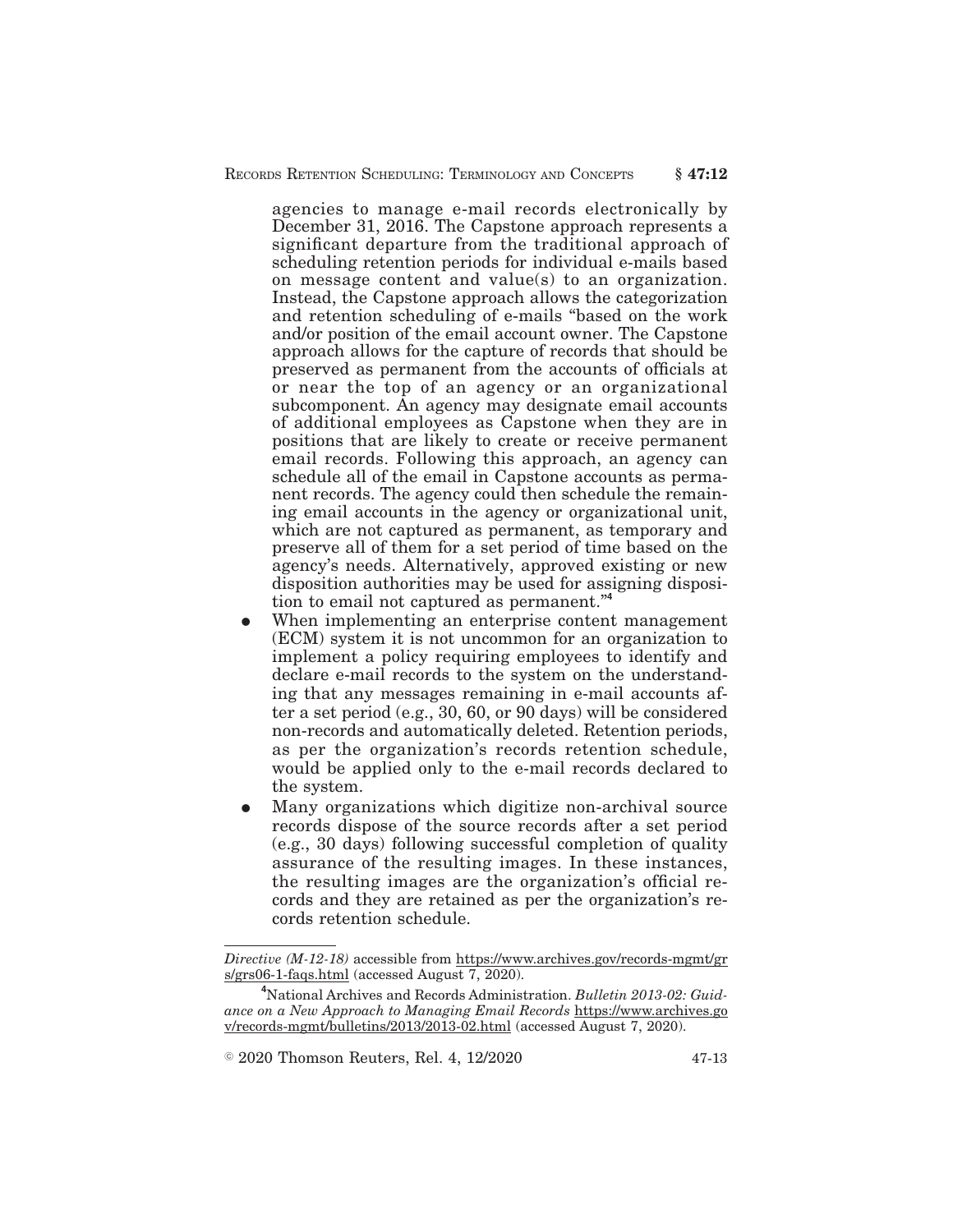agencies to manage e-mail records electronically by December 31, 2016. The Capstone approach represents a significant departure from the traditional approach of scheduling retention periods for individual e-mails based on message content and value(s) to an organization. Instead, the Capstone approach allows the categorization and retention scheduling of e-mails "based on the work and/or position of the email account owner. The Capstone approach allows for the capture of records that should be preserved as permanent from the accounts of officials at or near the top of an agency or an organizational subcomponent. An agency may designate email accounts of additional employees as Capstone when they are in positions that are likely to create or receive permanent email records. Following this approach, an agency can schedule all of the email in Capstone accounts as permanent records. The agency could then schedule the remaining email accounts in the agency or organizational unit, which are not captured as permanent, as temporary and preserve all of them for a set period of time based on the agency's needs. Alternatively, approved existing or new disposition authorities may be used for assigning disposition to email not captured as permanent."[4]

- When implementing an enterprise content management (ECM) system it is not uncommon for an organization to implement a policy requiring employees to identify and declare e-mail records to the system on the understanding that any messages remaining in e-mail accounts after a set period (e.g., 30, 60, or 90 days) will be considered non-records and automatically deleted. Retention periods, as per the organization's records retention schedule, would be applied only to the e-mail records declared to the system.
- Many organizations which digitize non-archival source records dispose of the source records after a set period (e.g., 30 days) following successful completion of quality assurance of the resulting images. In these instances, the resulting images are the organization's official records and they are retained as per the organization's records retention schedule.

---

*Directive (M-12-18)* accessible from https://www.archives.gov/records-mgmt/grs/grs06-1-faqs.html (accessed August 7, 2020).

[4] National Archives and Records Administration. *Bulletin 2013-02: Guidance on a New Approach to Managing Email Records* https://www.archives.gov/records-mgmt/bulletins/2013/2013-02.html (accessed August 7, 2020).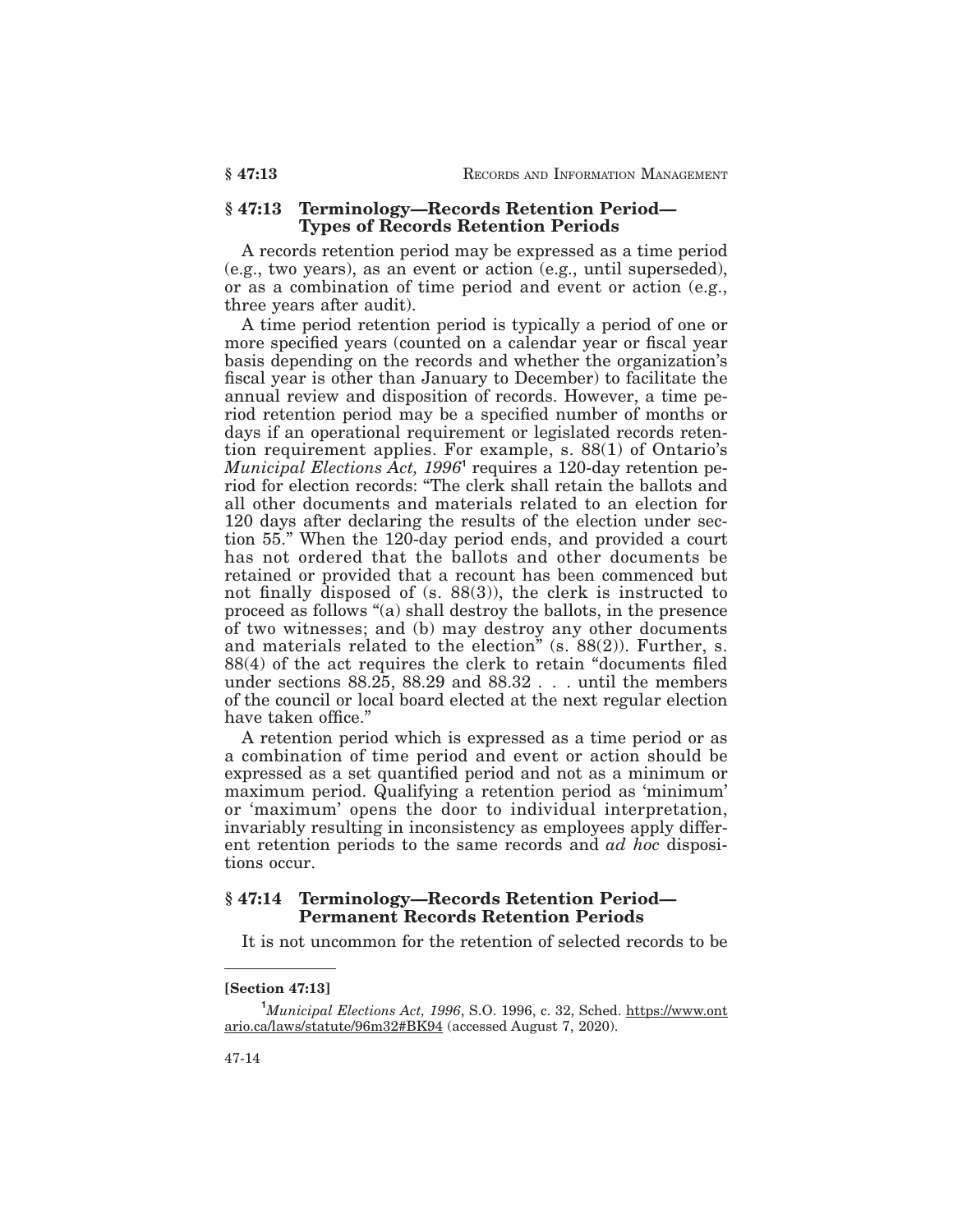## § 47:13 Terminology—Records Retention Period—Types of Records Retention Periods

A records retention period may be expressed as a time period (e.g., two years), as an event or action (e.g., until superseded), or as a combination of time period and event or action (e.g., three years after audit).

A time period retention period is typically a period of one or more specified years (counted on a calendar year or fiscal year basis depending on the records and whether the organization's fiscal year is other than January to December) to facilitate the annual review and disposition of records. However, a time period retention period may be a specified number of months or days if an operational requirement or legislated records retention requirement applies. For example, s. 88(1) of Ontario's *Municipal Elections Act, 1996*[1] requires a 120-day retention period for election records: "The clerk shall retain the ballots and all other documents and materials related to an election for 120 days after declaring the results of the election under section 55." When the 120-day period ends, and provided a court has not ordered that the ballots and other documents be retained or provided that a recount has been commenced but not finally disposed of (s. 88(3)), the clerk is instructed to proceed as follows "(a) shall destroy the ballots, in the presence of two witnesses; and (b) may destroy any other documents and materials related to the election" (s. 88(2)). Further, s. 88(4) of the act requires the clerk to retain "documents filed under sections 88.25, 88.29 and 88.32 . . . until the members of the council or local board elected at the next regular election have taken office."

A retention period which is expressed as a time period or as a combination of time period and event or action should be expressed as a set quantified period and not as a minimum or maximum period. Qualifying a retention period as 'minimum' or 'maximum' opens the door to individual interpretation, invariably resulting in inconsistency as employees apply different retention periods to the same records and *ad hoc* dispositions occur.

## § 47:14 Terminology—Records Retention Period—Permanent Records Retention Periods

It is not uncommon for the retention of selected records to be

---

**[Section 47:13]**

[1] *Municipal Elections Act, 1996*, S.O. 1996, c. 32, Sched. https://www.ontario.ca/laws/statute/96m32#BK94 (accessed August 7, 2020).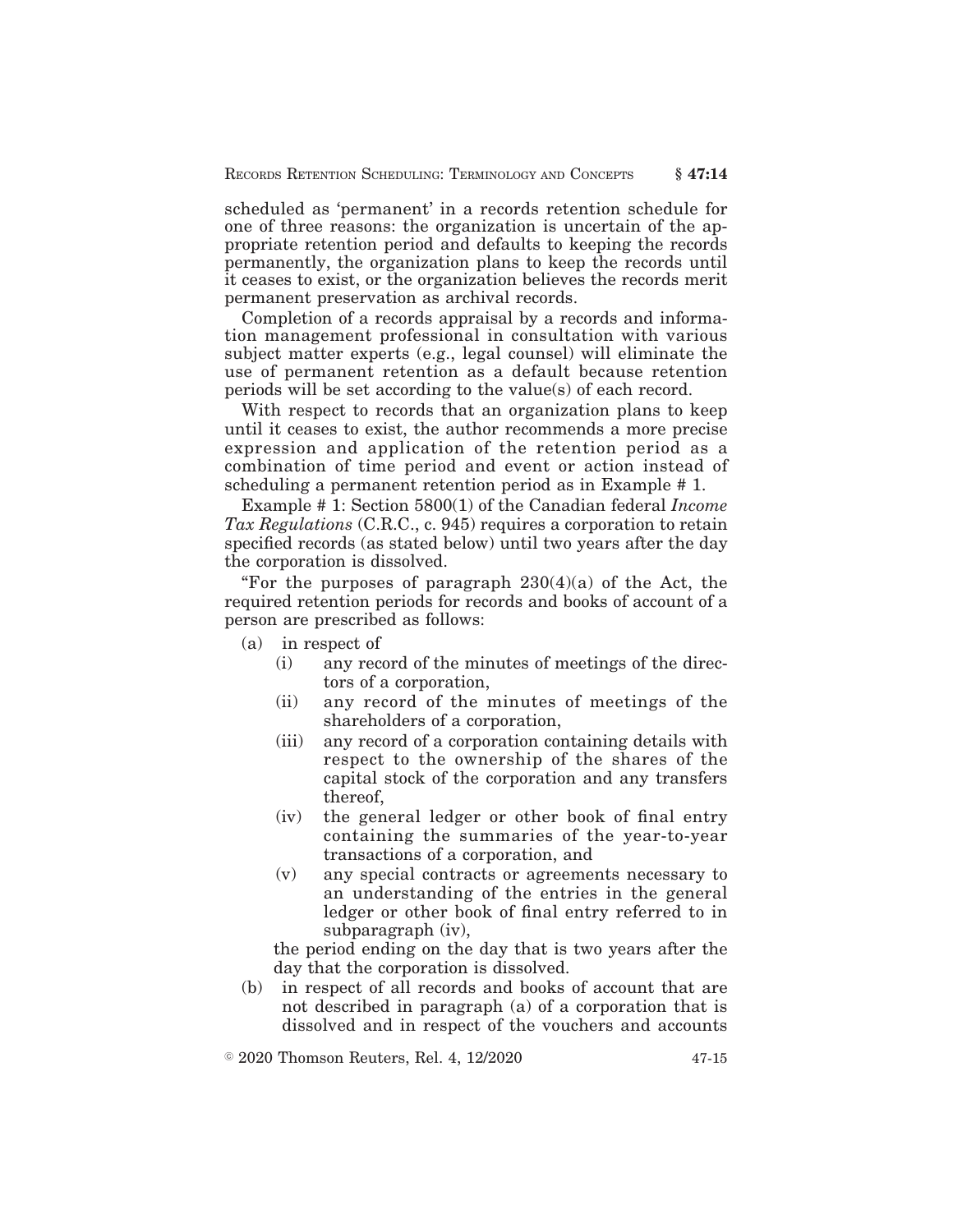scheduled as 'permanent' in a records retention schedule for one of three reasons: the organization is uncertain of the appropriate retention period and defaults to keeping the records permanently, the organization plans to keep the records until it ceases to exist, or the organization believes the records merit permanent preservation as archival records.

Completion of a records appraisal by a records and information management professional in consultation with various subject matter experts (e.g., legal counsel) will eliminate the use of permanent retention as a default because retention periods will be set according to the value(s) of each record.

With respect to records that an organization plans to keep until it ceases to exist, the author recommends a more precise expression and application of the retention period as a combination of time period and event or action instead of scheduling a permanent retention period as in Example # 1.

Example # 1: Section 5800(1) of the Canadian federal *Income Tax Regulations* (C.R.C., c. 945) requires a corporation to retain specified records (as stated below) until two years after the day the corporation is dissolved.

"For the purposes of paragraph 230(4)(a) of the Act, the required retention periods for records and books of account of a person are prescribed as follows:

- (a) in respect of
  - (i) any record of the minutes of meetings of the directors of a corporation,
  - (ii) any record of the minutes of meetings of the shareholders of a corporation,
  - (iii) any record of a corporation containing details with respect to the ownership of the shares of the capital stock of the corporation and any transfers thereof,
  - (iv) the general ledger or other book of final entry containing the summaries of the year-to-year transactions of a corporation, and
  - (v) any special contracts or agreements necessary to an understanding of the entries in the general ledger or other book of final entry referred to in subparagraph (iv),

  the period ending on the day that is two years after the day that the corporation is dissolved.
- (b) in respect of all records and books of account that are not described in paragraph (a) of a corporation that is dissolved and in respect of the vouchers and accounts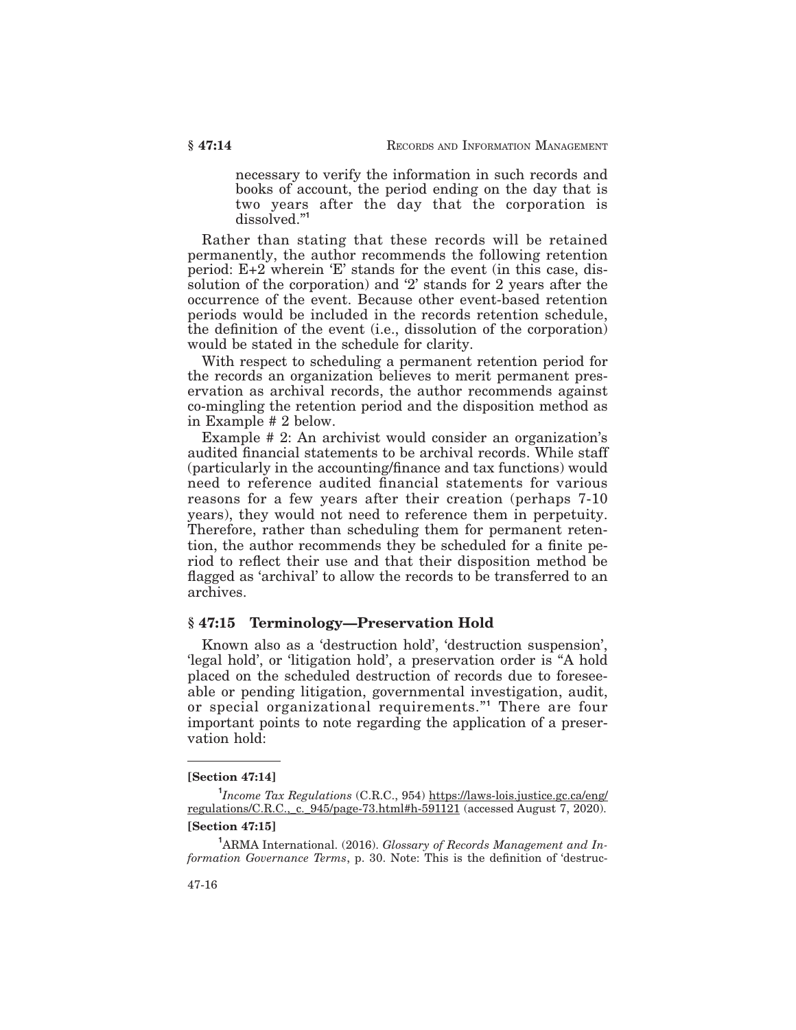necessary to verify the information in such records and books of account, the period ending on the day that is two years after the day that the corporation is dissolved."[1]

Rather than stating that these records will be retained permanently, the author recommends the following retention period: E+2 wherein 'E' stands for the event (in this case, dissolution of the corporation) and '2' stands for 2 years after the occurrence of the event. Because other event-based retention periods would be included in the records retention schedule, the definition of the event (i.e., dissolution of the corporation) would be stated in the schedule for clarity.

With respect to scheduling a permanent retention period for the records an organization believes to merit permanent preservation as archival records, the author recommends against co-mingling the retention period and the disposition method as in Example # 2 below.

Example # 2: An archivist would consider an organization's audited financial statements to be archival records. While staff (particularly in the accounting/finance and tax functions) would need to reference audited financial statements for various reasons for a few years after their creation (perhaps 7-10 years), they would not need to reference them in perpetuity. Therefore, rather than scheduling them for permanent retention, the author recommends they be scheduled for a finite period to reflect their use and that their disposition method be flagged as 'archival' to allow the records to be transferred to an archives.

## § 47:15 Terminology—Preservation Hold

Known also as a 'destruction hold', 'destruction suspension', 'legal hold', or 'litigation hold', a preservation order is "A hold placed on the scheduled destruction of records due to foreseeable or pending litigation, governmental investigation, audit, or special organizational requirements."[1] There are four important points to note regarding the application of a preservation hold:

---

**[Section 47:14]**

[1] *Income Tax Regulations* (C.R.C., 954) https://laws-lois.justice.gc.ca/eng/regulations/C.R.C.,_c._945/page-73.html#h-591121 (accessed August 7, 2020).

**[Section 47:15]**

[1] ARMA International. (2016). *Glossary of Records Management and Information Governance Terms*, p. 30. Note: This is the definition of 'destruc-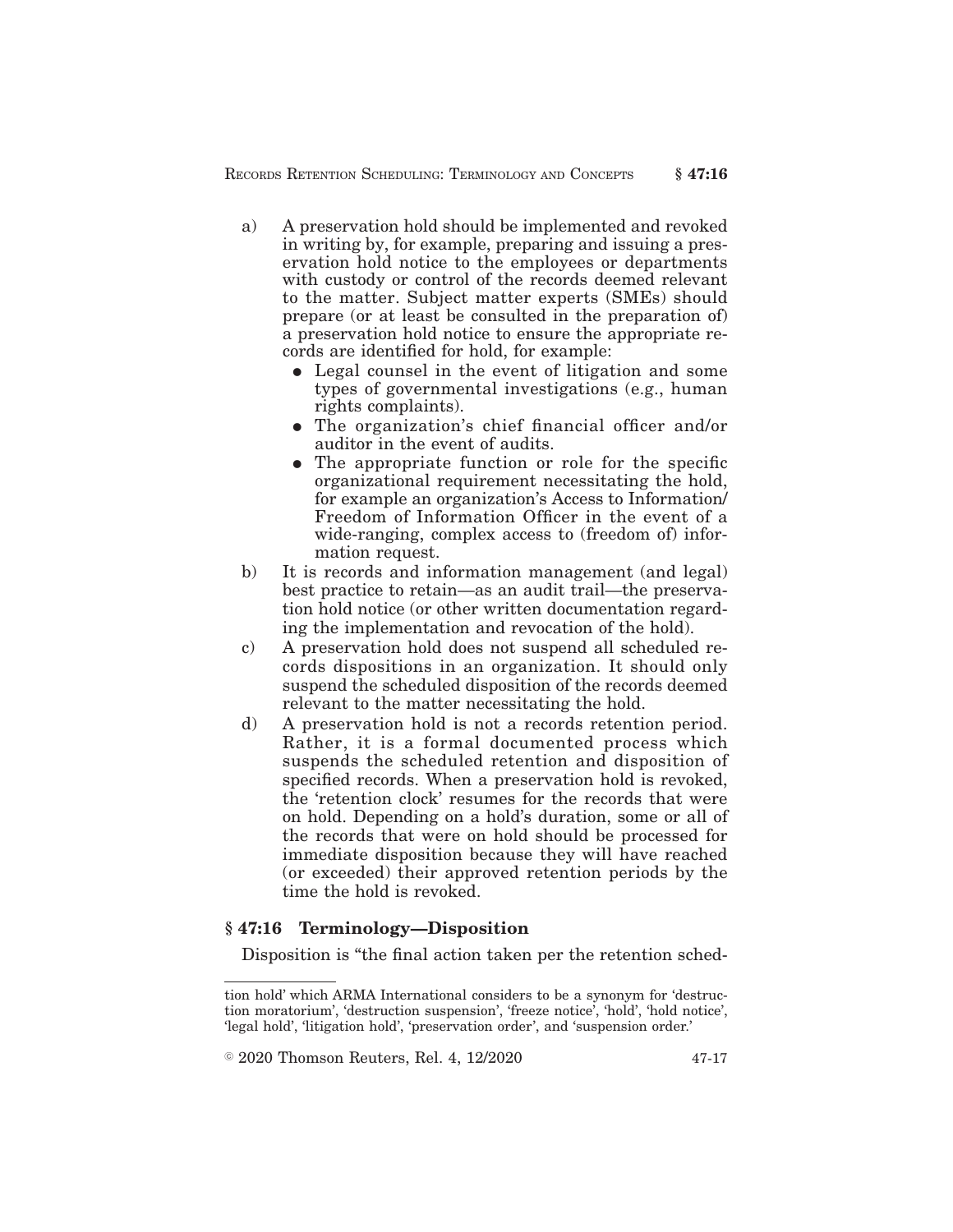a) A preservation hold should be implemented and revoked in writing by, for example, preparing and issuing a preservation hold notice to the employees or departments with custody or control of the records deemed relevant to the matter. Subject matter experts (SMEs) should prepare (or at least be consulted in the preparation of) a preservation hold notice to ensure the appropriate records are identified for hold, for example:
   - Legal counsel in the event of litigation and some types of governmental investigations (e.g., human rights complaints).
   - The organization's chief financial officer and/or auditor in the event of audits.
   - The appropriate function or role for the specific organizational requirement necessitating the hold, for example an organization's Access to Information/ Freedom of Information Officer in the event of a wide-ranging, complex access to (freedom of) information request.

b) It is records and information management (and legal) best practice to retain—as an audit trail—the preservation hold notice (or other written documentation regarding the implementation and revocation of the hold).

c) A preservation hold does not suspend all scheduled records dispositions in an organization. It should only suspend the scheduled disposition of the records deemed relevant to the matter necessitating the hold.

d) A preservation hold is not a records retention period. Rather, it is a formal documented process which suspends the scheduled retention and disposition of specified records. When a preservation hold is revoked, the 'retention clock' resumes for the records that were on hold. Depending on a hold's duration, some or all of the records that were on hold should be processed for immediate disposition because they will have reached (or exceeded) their approved retention periods by the time the hold is revoked.

## § 47:16 Terminology—Disposition

Disposition is "the final action taken per the retention sched-

---

tion hold' which ARMA International considers to be a synonym for 'destruction moratorium', 'destruction suspension', 'freeze notice', 'hold', 'hold notice', 'legal hold', 'litigation hold', 'preservation order', and 'suspension order.'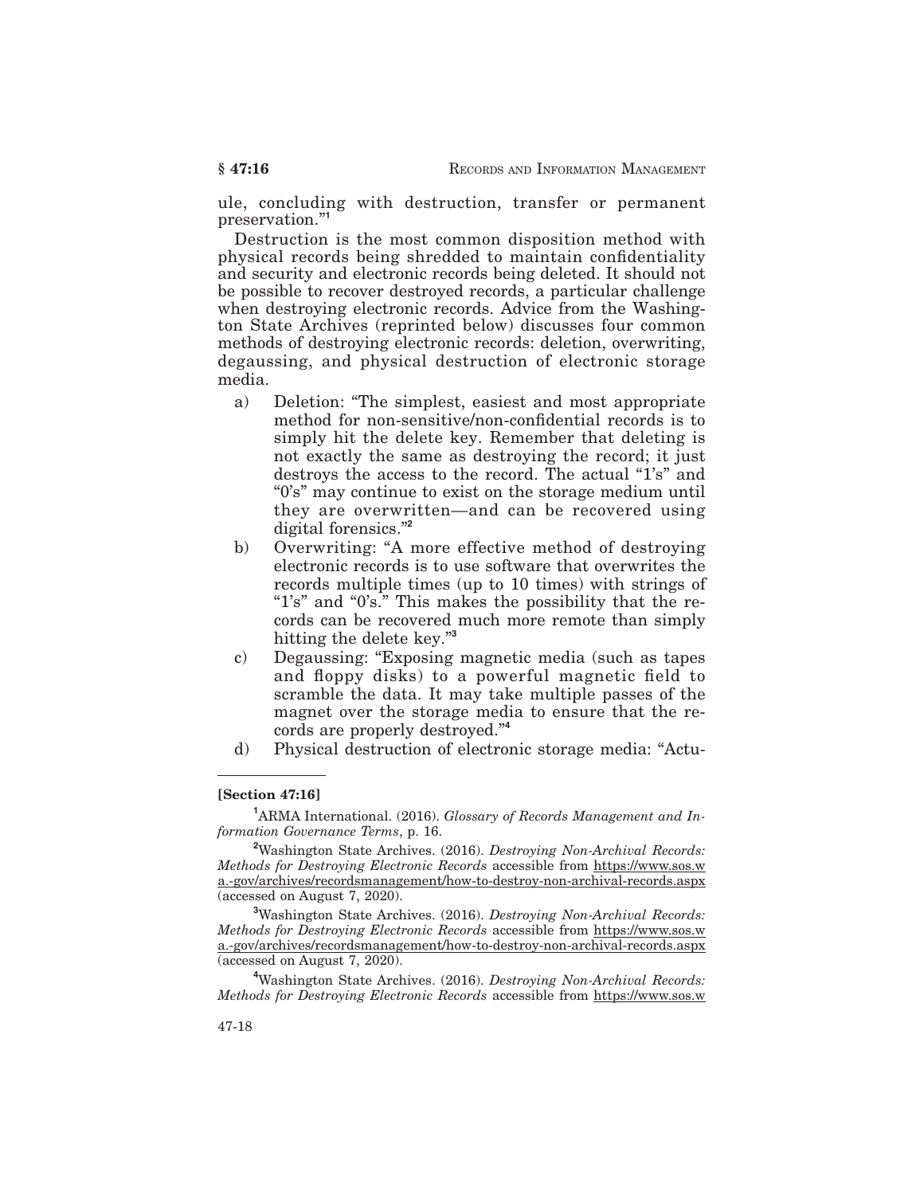ule, concluding with destruction, transfer or permanent preservation."[1]

Destruction is the most common disposition method with physical records being shredded to maintain confidentiality and security and electronic records being deleted. It should not be possible to recover destroyed records, a particular challenge when destroying electronic records. Advice from the Washington State Archives (reprinted below) discusses four common methods of destroying electronic records: deletion, overwriting, degaussing, and physical destruction of electronic storage media.

a) Deletion: "The simplest, easiest and most appropriate method for non-sensitive/non-confidential records is to simply hit the delete key. Remember that deleting is not exactly the same as destroying the record; it just destroys the access to the record. The actual "1's" and "0's" may continue to exist on the storage medium until they are overwritten—and can be recovered using digital forensics."[2]

b) Overwriting: "A more effective method of destroying electronic records is to use software that overwrites the records multiple times (up to 10 times) with strings of "1's" and "0's." This makes the possibility that the records can be recovered much more remote than simply hitting the delete key."[3]

c) Degaussing: "Exposing magnetic media (such as tapes and floppy disks) to a powerful magnetic field to scramble the data. It may take multiple passes of the magnet over the storage media to ensure that the records are properly destroyed."[4]

d) Physical destruction of electronic storage media: "Actu-

---

**[Section 47:16]**

[1] ARMA International. (2016). *Glossary of Records Management and Information Governance Terms*, p. 16.

[2] Washington State Archives. (2016). *Destroying Non-Archival Records: Methods for Destroying Electronic Records* accessible from https://www.sos.wa.-gov/archives/recordsmanagement/how-to-destroy-non-archival-records.aspx (accessed on August 7, 2020).

[3] Washington State Archives. (2016). *Destroying Non-Archival Records: Methods for Destroying Electronic Records* accessible from https://www.sos.wa.-gov/archives/recordsmanagement/how-to-destroy-non-archival-records.aspx (accessed on August 7, 2020).

[4] Washington State Archives. (2016). *Destroying Non-Archival Records: Methods for Destroying Electronic Records* accessible from https://www.sos.w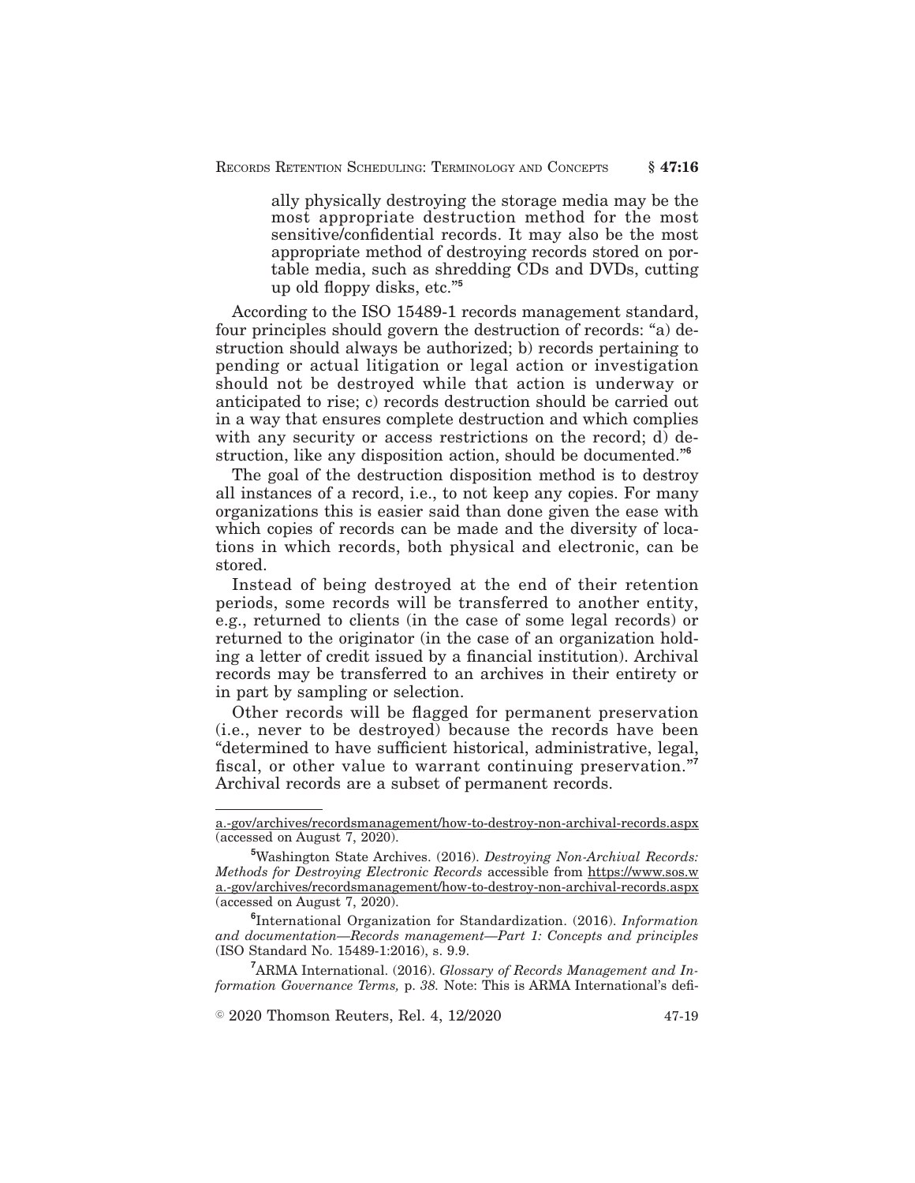ally physically destroying the storage media may be the most appropriate destruction method for the most sensitive/confidential records. It may also be the most appropriate method of destroying records stored on portable media, such as shredding CDs and DVDs, cutting up old floppy disks, etc."[5]

According to the ISO 15489-1 records management standard, four principles should govern the destruction of records: "a) destruction should always be authorized; b) records pertaining to pending or actual litigation or legal action or investigation should not be destroyed while that action is underway or anticipated to rise; c) records destruction should be carried out in a way that ensures complete destruction and which complies with any security or access restrictions on the record; d) destruction, like any disposition action, should be documented."[6]

The goal of the destruction disposition method is to destroy all instances of a record, i.e., to not keep any copies. For many organizations this is easier said than done given the ease with which copies of records can be made and the diversity of locations in which records, both physical and electronic, can be stored.

Instead of being destroyed at the end of their retention periods, some records will be transferred to another entity, e.g., returned to clients (in the case of some legal records) or returned to the originator (in the case of an organization holding a letter of credit issued by a financial institution). Archival records may be transferred to an archives in their entirety or in part by sampling or selection.

Other records will be flagged for permanent preservation (i.e., never to be destroyed) because the records have been "determined to have sufficient historical, administrative, legal, fiscal, or other value to warrant continuing preservation."[7] Archival records are a subset of permanent records.

---

a.-gov/archives/recordsmanagement/how-to-destroy-non-archival-records.aspx (accessed on August 7, 2020).

[5]Washington State Archives. (2016). *Destroying Non-Archival Records: Methods for Destroying Electronic Records* accessible from https://www.sos.wa.-gov/archives/recordsmanagement/how-to-destroy-non-archival-records.aspx (accessed on August 7, 2020).

[6]International Organization for Standardization. (2016). *Information and documentation—Records management—Part 1: Concepts and principles* (ISO Standard No. 15489-1:2016), s. 9.9.

[7]ARMA International. (2016). *Glossary of Records Management and Information Governance Terms,* p. *38.* Note: This is ARMA International's defi-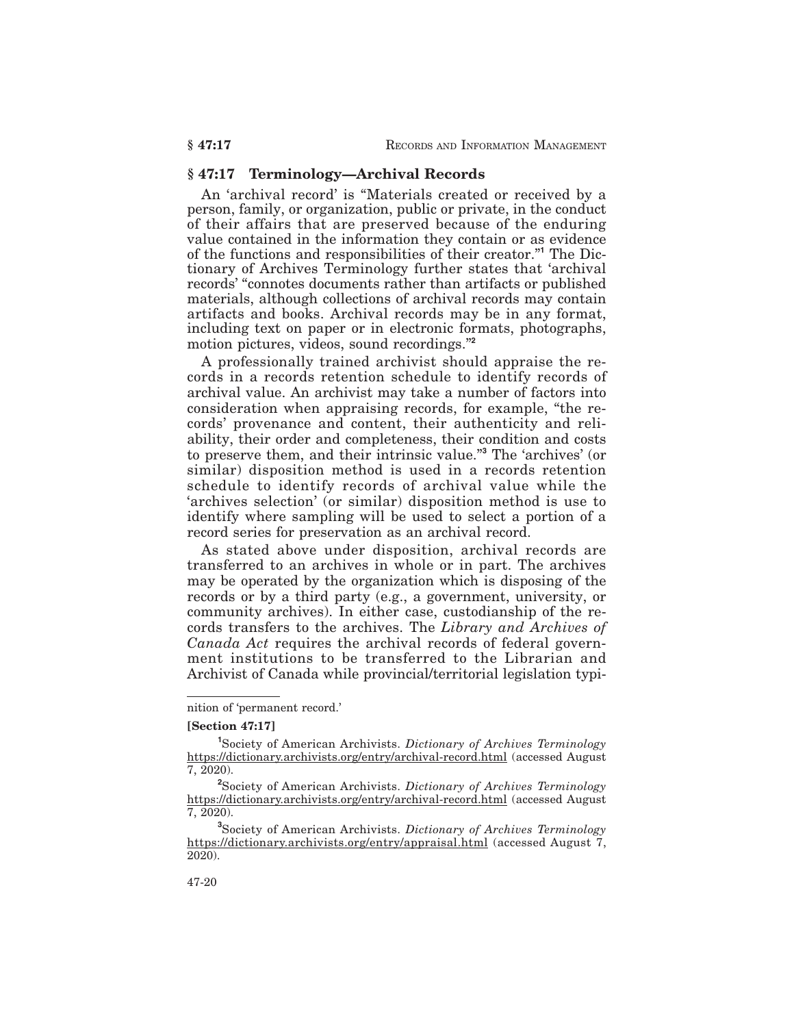## § 47:17 Terminology—Archival Records

An 'archival record' is "Materials created or received by a person, family, or organization, public or private, in the conduct of their affairs that are preserved because of the enduring value contained in the information they contain or as evidence of the functions and responsibilities of their creator."[1] The Dictionary of Archives Terminology further states that 'archival records' "connotes documents rather than artifacts or published materials, although collections of archival records may contain artifacts and books. Archival records may be in any format, including text on paper or in electronic formats, photographs, motion pictures, videos, sound recordings."[2]

A professionally trained archivist should appraise the records in a records retention schedule to identify records of archival value. An archivist may take a number of factors into consideration when appraising records, for example, "the records' provenance and content, their authenticity and reliability, their order and completeness, their condition and costs to preserve them, and their intrinsic value."[3] The 'archives' (or similar) disposition method is used in a records retention schedule to identify records of archival value while the 'archives selection' (or similar) disposition method is use to identify where sampling will be used to select a portion of a record series for preservation as an archival record.

As stated above under disposition, archival records are transferred to an archives in whole or in part. The archives may be operated by the organization which is disposing of the records or by a third party (e.g., a government, university, or community archives). In either case, custodianship of the records transfers to the archives. The *Library and Archives of Canada Act* requires the archival records of federal government institutions to be transferred to the Librarian and Archivist of Canada while provincial/territorial legislation typi-

---

nition of 'permanent record.'

**[Section 47:17]**

[1] Society of American Archivists. *Dictionary of Archives Terminology* https://dictionary.archivists.org/entry/archival-record.html (accessed August 7, 2020).

[2] Society of American Archivists. *Dictionary of Archives Terminology* https://dictionary.archivists.org/entry/archival-record.html (accessed August 7, 2020).

[3] Society of American Archivists. *Dictionary of Archives Terminology* https://dictionary.archivists.org/entry/appraisal.html (accessed August 7, 2020).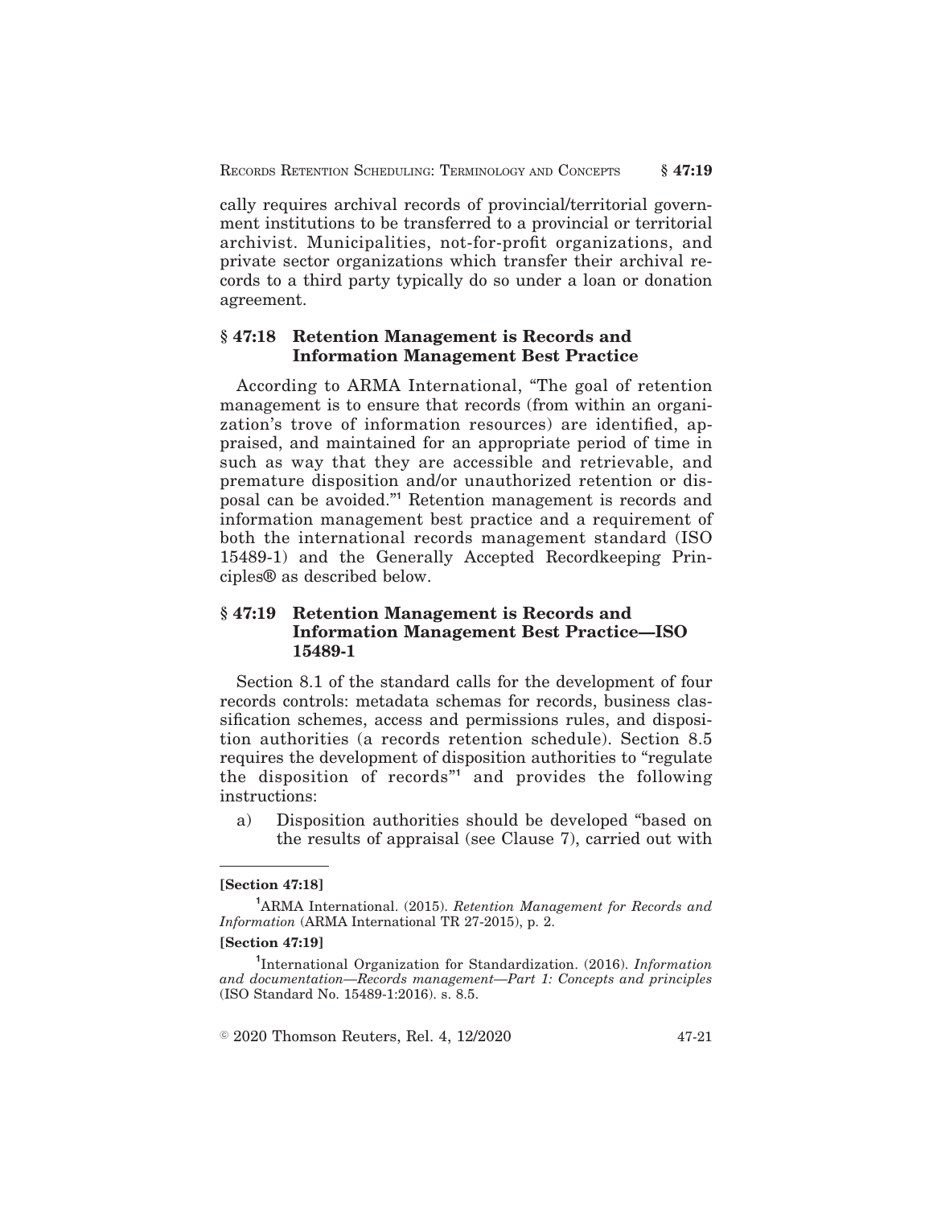cally requires archival records of provincial/territorial government institutions to be transferred to a provincial or territorial archivist. Municipalities, not-for-profit organizations, and private sector organizations which transfer their archival records to a third party typically do so under a loan or donation agreement.

## § 47:18 Retention Management is Records and Information Management Best Practice

According to ARMA International, "The goal of retention management is to ensure that records (from within an organization's trove of information resources) are identified, appraised, and maintained for an appropriate period of time in such as way that they are accessible and retrievable, and premature disposition and/or unauthorized retention or disposal can be avoided."[1] Retention management is records and information management best practice and a requirement of both the international records management standard (ISO 15489-1) and the Generally Accepted Recordkeeping Principles® as described below.

## § 47:19 Retention Management is Records and Information Management Best Practice—ISO 15489-1

Section 8.1 of the standard calls for the development of four records controls: metadata schemas for records, business classification schemes, access and permissions rules, and disposition authorities (a records retention schedule). Section 8.5 requires the development of disposition authorities to "regulate the disposition of records"[1] and provides the following instructions:

a) Disposition authorities should be developed "based on the results of appraisal (see Clause 7), carried out with

---

**[Section 47:18]**

[1] ARMA International. (2015). *Retention Management for Records and Information* (ARMA International TR 27-2015), p. 2.

**[Section 47:19]**

[1] International Organization for Standardization. (2016). *Information and documentation—Records management—Part 1: Concepts and principles* (ISO Standard No. 15489-1:2016). s. 8.5.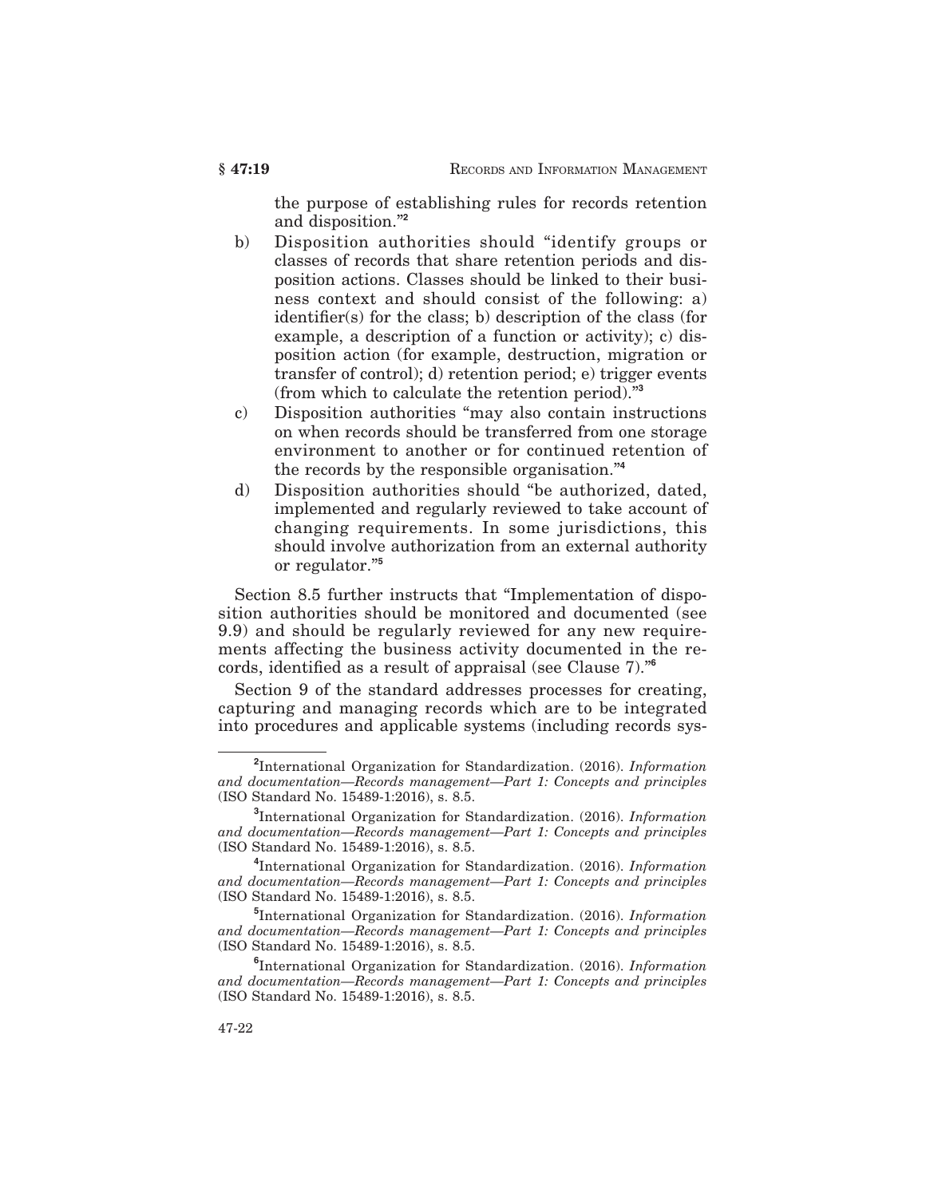the purpose of establishing rules for records retention and disposition."[2]

b) Disposition authorities should "identify groups or classes of records that share retention periods and disposition actions. Classes should be linked to their business context and should consist of the following: a) identifier(s) for the class; b) description of the class (for example, a description of a function or activity); c) disposition action (for example, destruction, migration or transfer of control); d) retention period; e) trigger events (from which to calculate the retention period)."[3]

c) Disposition authorities "may also contain instructions on when records should be transferred from one storage environment to another or for continued retention of the records by the responsible organisation."[4]

d) Disposition authorities should "be authorized, dated, implemented and regularly reviewed to take account of changing requirements. In some jurisdictions, this should involve authorization from an external authority or regulator."[5]

Section 8.5 further instructs that "Implementation of disposition authorities should be monitored and documented (see 9.9) and should be regularly reviewed for any new requirements affecting the business activity documented in the records, identified as a result of appraisal (see Clause 7)."[6]

Section 9 of the standard addresses processes for creating, capturing and managing records which are to be integrated into procedures and applicable systems (including records sys-

---

[2] International Organization for Standardization. (2016). *Information and documentation—Records management—Part 1: Concepts and principles* (ISO Standard No. 15489-1:2016), s. 8.5.

[3] International Organization for Standardization. (2016). *Information and documentation—Records management—Part 1: Concepts and principles* (ISO Standard No. 15489-1:2016), s. 8.5.

[4] International Organization for Standardization. (2016). *Information and documentation—Records management—Part 1: Concepts and principles* (ISO Standard No. 15489-1:2016), s. 8.5.

[5] International Organization for Standardization. (2016). *Information and documentation—Records management—Part 1: Concepts and principles* (ISO Standard No. 15489-1:2016), s. 8.5.

[6] International Organization for Standardization. (2016). *Information and documentation—Records management—Part 1: Concepts and principles* (ISO Standard No. 15489-1:2016), s. 8.5.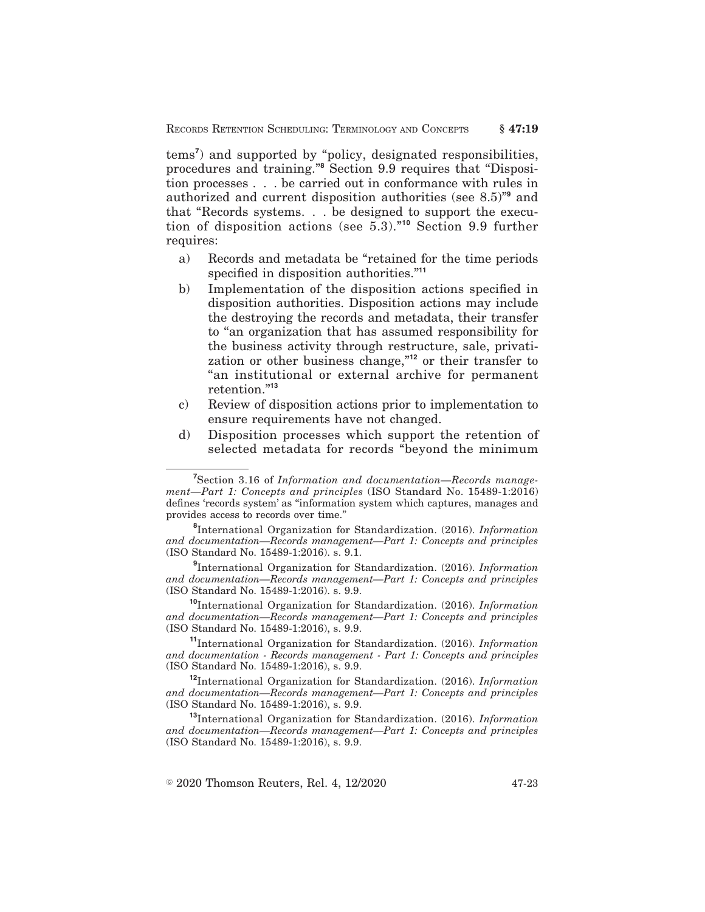tems[7]) and supported by "policy, designated responsibilities, procedures and training."[8] Section 9.9 requires that "Disposition processes . . . be carried out in conformance with rules in authorized and current disposition authorities (see 8.5)"[9] and that "Records systems. . . be designed to support the execution of disposition actions (see 5.3)."[10] Section 9.9 further requires:

a) Records and metadata be "retained for the time periods specified in disposition authorities."[11]

b) Implementation of the disposition actions specified in disposition authorities. Disposition actions may include the destroying the records and metadata, their transfer to "an organization that has assumed responsibility for the business activity through restructure, sale, privatization or other business change,"[12] or their transfer to "an institutional or external archive for permanent retention."[13]

c) Review of disposition actions prior to implementation to ensure requirements have not changed.

d) Disposition processes which support the retention of selected metadata for records "beyond the minimum

---

[7]Section 3.16 of *Information and documentation—Records management—Part 1: Concepts and principles* (ISO Standard No. 15489-1:2016) defines 'records system' as "information system which captures, manages and provides access to records over time."

[8]International Organization for Standardization. (2016). *Information and documentation—Records management—Part 1: Concepts and principles* (ISO Standard No. 15489-1:2016). s. 9.1.

[9]International Organization for Standardization. (2016). *Information and documentation—Records management—Part 1: Concepts and principles* (ISO Standard No. 15489-1:2016). s. 9.9.

[10]International Organization for Standardization. (2016). *Information and documentation—Records management—Part 1: Concepts and principles* (ISO Standard No. 15489-1:2016), s. 9.9.

[11]International Organization for Standardization. (2016). *Information and documentation - Records management - Part 1: Concepts and principles* (ISO Standard No. 15489-1:2016), s. 9.9.

[12]International Organization for Standardization. (2016). *Information and documentation—Records management—Part 1: Concepts and principles* (ISO Standard No. 15489-1:2016), s. 9.9.

[13]International Organization for Standardization. (2016). *Information and documentation—Records management—Part 1: Concepts and principles* (ISO Standard No. 15489-1:2016), s. 9.9.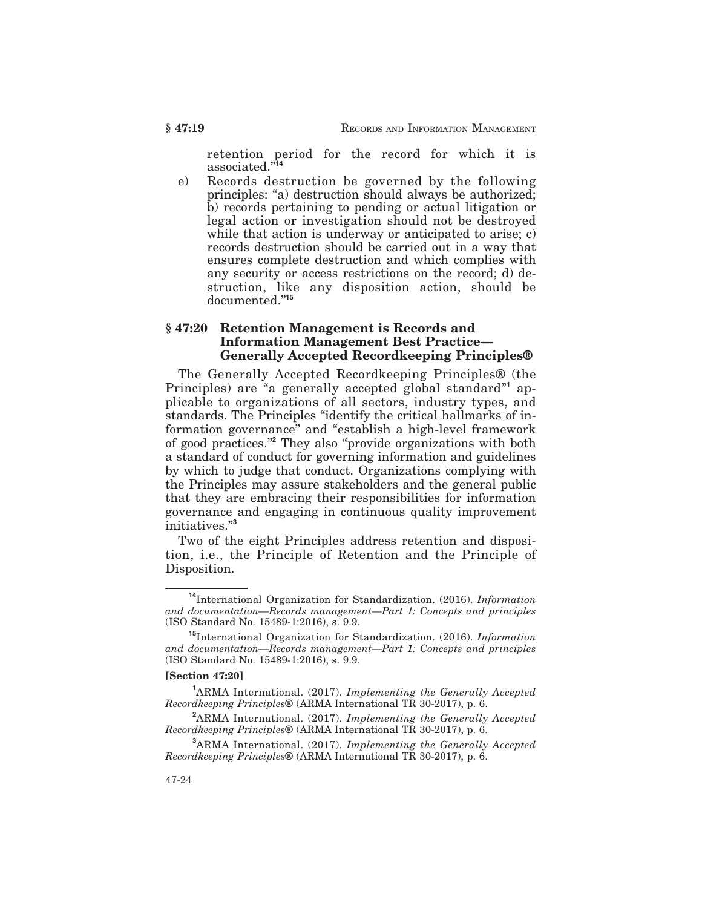retention period for the record for which it is associated."[14]

e) Records destruction be governed by the following principles: "a) destruction should always be authorized; b) records pertaining to pending or actual litigation or legal action or investigation should not be destroyed while that action is underway or anticipated to arise; c) records destruction should be carried out in a way that ensures complete destruction and which complies with any security or access restrictions on the record; d) destruction, like any disposition action, should be documented."[15]

## § 47:20 Retention Management is Records and Information Management Best Practice—Generally Accepted Recordkeeping Principles®

The Generally Accepted Recordkeeping Principles® (the Principles) are "a generally accepted global standard"[1] applicable to organizations of all sectors, industry types, and standards. The Principles "identify the critical hallmarks of information governance" and "establish a high-level framework of good practices."[2] They also "provide organizations with both a standard of conduct for governing information and guidelines by which to judge that conduct. Organizations complying with the Principles may assure stakeholders and the general public that they are embracing their responsibilities for information governance and engaging in continuous quality improvement initiatives."[3]

Two of the eight Principles address retention and disposition, i.e., the Principle of Retention and the Principle of Disposition.

---

[14] International Organization for Standardization. (2016). *Information and documentation—Records management—Part 1: Concepts and principles* (ISO Standard No. 15489-1:2016), s. 9.9.

[15] International Organization for Standardization. (2016). *Information and documentation—Records management—Part 1: Concepts and principles* (ISO Standard No. 15489-1:2016), s. 9.9.

**[Section 47:20]**

[1] ARMA International. (2017). *Implementing the Generally Accepted Recordkeeping Principles®* (ARMA International TR 30-2017), p. 6.

[2] ARMA International. (2017). *Implementing the Generally Accepted Recordkeeping Principles®* (ARMA International TR 30-2017), p. 6.

[3] ARMA International. (2017). *Implementing the Generally Accepted Recordkeeping Principles®* (ARMA International TR 30-2017), p. 6.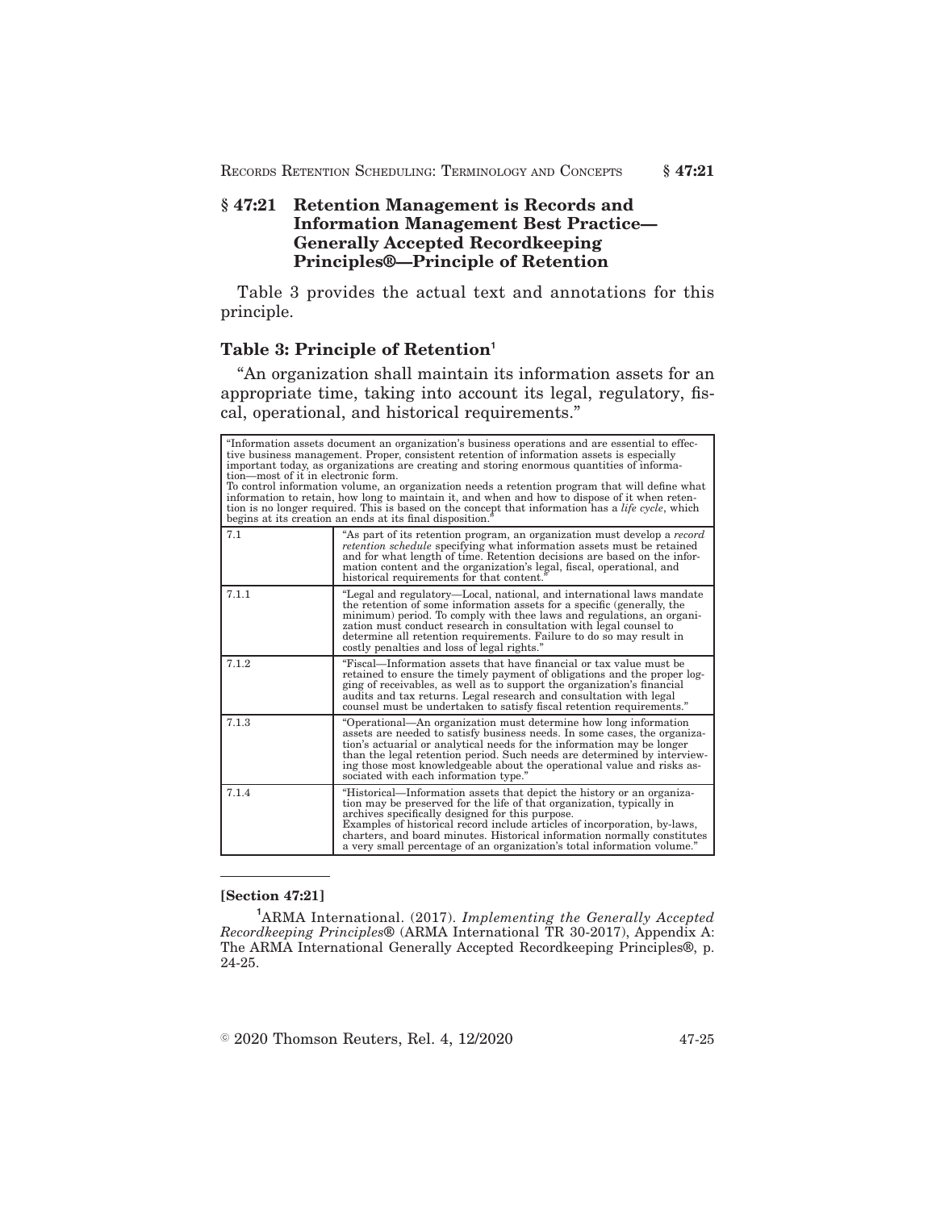## § 47:21 Retention Management is Records and Information Management Best Practice—Generally Accepted Recordkeeping Principles®—Principle of Retention

Table 3 provides the actual text and annotations for this principle.

### Table 3: Principle of Retention[1]

"An organization shall maintain its information assets for an appropriate time, taking into account its legal, regulatory, fiscal, operational, and historical requirements."

| "Information assets document an organization's business operations and are essential to effective business management. Proper, consistent retention of information assets is especially important today, as organizations are creating and storing enormous quantities of information—most of it in electronic form.<br>To control information volume, an organization needs a retention program that will define what information to retain, how long to maintain it, and when and how to dispose of it when retention is no longer required. This is based on the concept that information has a *life cycle*, which begins at its creation an ends at its final disposition." | |
|---|---|
| 7.1 | "As part of its retention program, an organization must develop a *record retention schedule* specifying what information assets must be retained and for what length of time. Retention decisions are based on the information content and the organization's legal, fiscal, operational, and historical requirements for that content." |
| 7.1.1 | "Legal and regulatory—Local, national, and international laws mandate the retention of some information assets for a specific (generally, the minimum) period. To comply with thee laws and regulations, an organization must conduct research in consultation with legal counsel to determine all retention requirements. Failure to do so may result in costly penalties and loss of legal rights." |
| 7.1.2 | "Fiscal—Information assets that have financial or tax value must be retained to ensure the timely payment of obligations and the proper logging of receivables, as well as to support the organization's financial audits and tax returns. Legal research and consultation with legal counsel must be undertaken to satisfy fiscal retention requirements." |
| 7.1.3 | "Operational—An organization must determine how long information assets are needed to satisfy business needs. In some cases, the organization's actuarial or analytical needs for the information may be longer than the legal retention period. Such needs are determined by interviewing those most knowledgeable about the operational value and risks associated with each information type." |
| 7.1.4 | "Historical—Information assets that depict the history or an organization may be preserved for the life of that organization, typically in archives specifically designed for this purpose.<br>Examples of historical record include articles of incorporation, by-laws, charters, and board minutes. Historical information normally constitutes a very small percentage of an organization's total information volume." |

---

**[Section 47:21]**

[1]ARMA International. (2017). *Implementing the Generally Accepted Recordkeeping Principles*® (ARMA International TR 30-2017), Appendix A: The ARMA International Generally Accepted Recordkeeping Principles®, p. 24-25.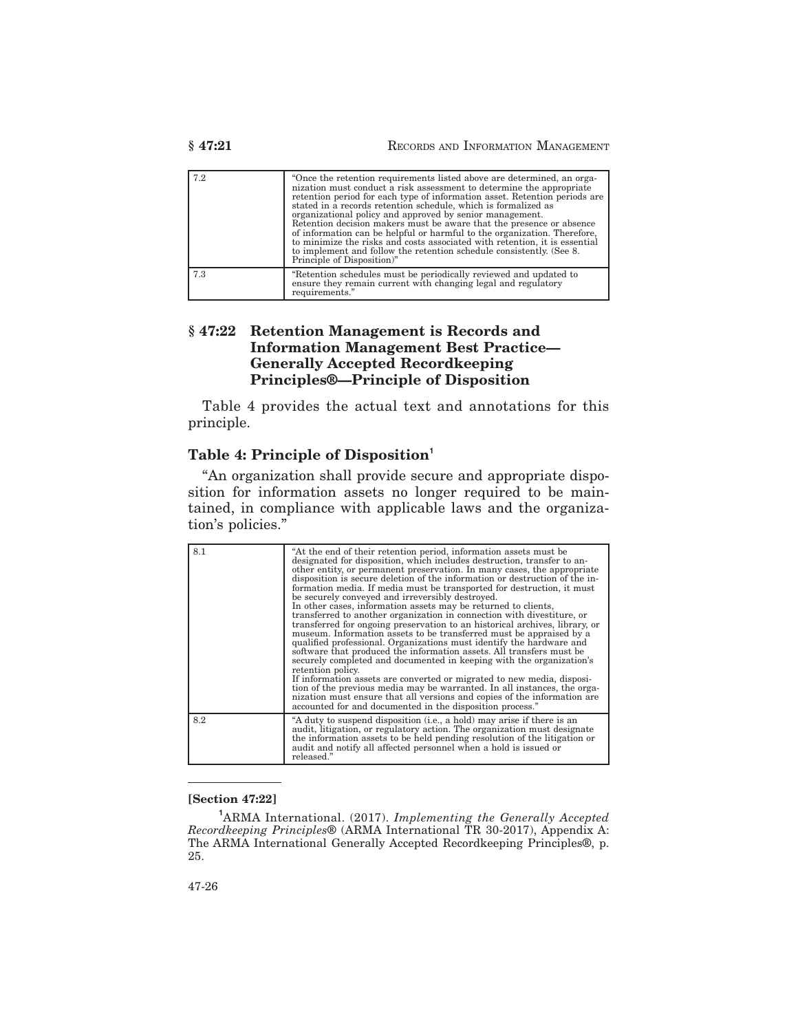| | |
|---|---|
| 7.2 | "Once the retention requirements listed above are determined, an organization must conduct a risk assessment to determine the appropriate retention period for each type of information asset. Retention periods are stated in a records retention schedule, which is formalized as organizational policy and approved by senior management. Retention decision makers must be aware that the presence or absence of information can be helpful or harmful to the organization. Therefore, to minimize the risks and costs associated with retention, it is essential to implement and follow the retention schedule consistently. (See 8. Principle of Disposition)" |
| 7.3 | "Retention schedules must be periodically reviewed and updated to ensure they remain current with changing legal and regulatory requirements." |

## § 47:22 Retention Management is Records and Information Management Best Practice—Generally Accepted Recordkeeping Principles®—Principle of Disposition

Table 4 provides the actual text and annotations for this principle.

### Table 4: Principle of Disposition[1]

"An organization shall provide secure and appropriate disposition for information assets no longer required to be maintained, in compliance with applicable laws and the organization's policies."

| | |
|---|---|
| 8.1 | "At the end of their retention period, information assets must be designated for disposition, which includes destruction, transfer to another entity, or permanent preservation. In many cases, the appropriate disposition is secure deletion of the information or destruction of the information media. If media must be transported for destruction, it must be securely conveyed and irreversibly destroyed. In other cases, information assets may be returned to clients, transferred to another organization in connection with divestiture, or transferred for ongoing preservation to an historical archives, library, or museum. Information assets to be transferred must be appraised by a qualified professional. Organizations must identify the hardware and software that produced the information assets. All transfers must be securely completed and documented in keeping with the organization's retention policy. If information assets are converted or migrated to new media, disposition of the previous media may be warranted. In all instances, the organization must ensure that all versions and copies of the information are accounted for and documented in the disposition process." |
| 8.2 | "A duty to suspend disposition (i.e., a hold) may arise if there is an audit, litigation, or regulatory action. The organization must designate the information assets to be held pending resolution of the litigation or audit and notify all affected personnel when a hold is issued or released." |

---

**[Section 47:22]**

[1]ARMA International. (2017). *Implementing the Generally Accepted Recordkeeping Principles®* (ARMA International TR 30-2017), Appendix A: The ARMA International Generally Accepted Recordkeeping Principles®, p. 25.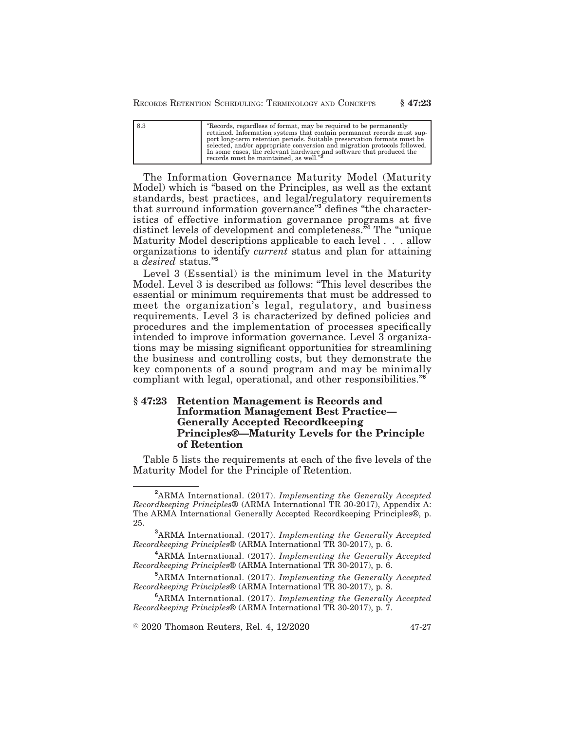| 8.3 | "Records, regardless of format, may be required to be permanently retained. Information systems that contain permanent records must support long-term retention periods. Suitable preservation formats must be selected, and/or appropriate conversion and migration protocols followed. In some cases, the relevant hardware and software that produced the records must be maintained, as well."[2] |
|---|---|

The Information Governance Maturity Model (Maturity Model) which is "based on the Principles, as well as the extant standards, best practices, and legal/regulatory requirements that surround information governance"[3] defines "the characteristics of effective information governance programs at five distinct levels of development and completeness."[4] The "unique Maturity Model descriptions applicable to each level . . . allow organizations to identify *current* status and plan for attaining a *desired* status."[5]

Level 3 (Essential) is the minimum level in the Maturity Model. Level 3 is described as follows: "This level describes the essential or minimum requirements that must be addressed to meet the organization's legal, regulatory, and business requirements. Level 3 is characterized by defined policies and procedures and the implementation of processes specifically intended to improve information governance. Level 3 organizations may be missing significant opportunities for streamlining the business and controlling costs, but they demonstrate the key components of a sound program and may be minimally compliant with legal, operational, and other responsibilities."[6]

## § 47:23 Retention Management is Records and Information Management Best Practice—Generally Accepted Recordkeeping Principles®—Maturity Levels for the Principle of Retention

Table 5 lists the requirements at each of the five levels of the Maturity Model for the Principle of Retention.

---

[2] ARMA International. (2017). *Implementing the Generally Accepted Recordkeeping Principles*® (ARMA International TR 30-2017), Appendix A: The ARMA International Generally Accepted Recordkeeping Principles®, p. 25.

[3] ARMA International. (2017). *Implementing the Generally Accepted Recordkeeping Principles*® (ARMA International TR 30-2017), p. 6.

[4] ARMA International. (2017). *Implementing the Generally Accepted Recordkeeping Principles*® (ARMA International TR 30-2017), p. 6.

[5] ARMA International. (2017). *Implementing the Generally Accepted Recordkeeping Principles*® (ARMA International TR 30-2017), p. 8.

[6] ARMA International. (2017). *Implementing the Generally Accepted Recordkeeping Principles*® (ARMA International TR 30-2017), p. 7.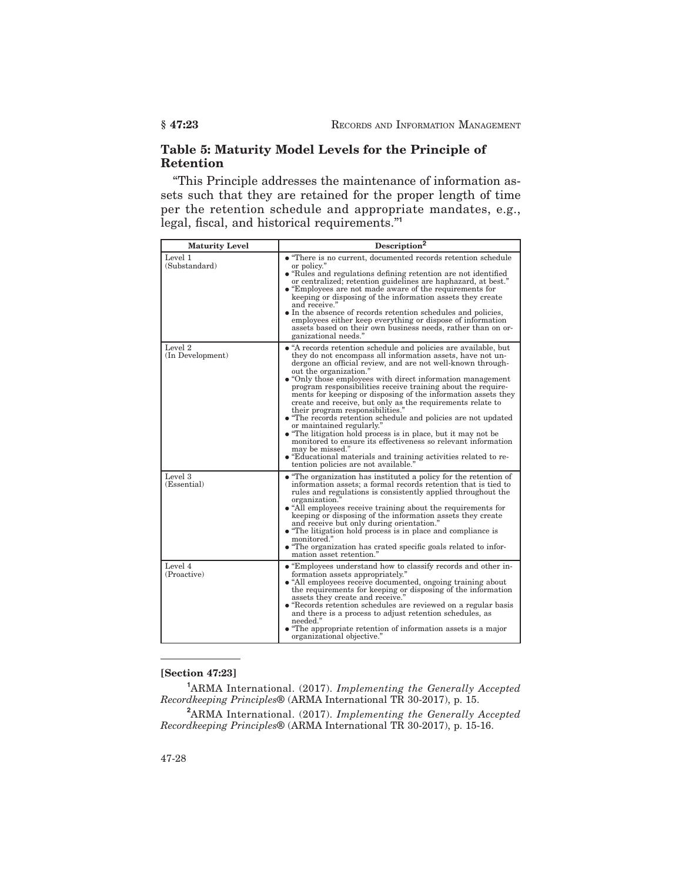## Table 5: Maturity Model Levels for the Principle of Retention

"This Principle addresses the maintenance of information assets such that they are retained for the proper length of time per the retention schedule and appropriate mandates, e.g., legal, fiscal, and historical requirements."[1]

| Maturity Level | Description[2] |
|---|---|
| Level 1 (Substandard) | • "There is no current, documented records retention schedule or policy." • "Rules and regulations defining retention are not identified or centralized; retention guidelines are haphazard, at best." • "Employees are not made aware of the requirements for keeping or disposing of the information assets they create and receive." • In the absence of records retention schedules and policies, employees either keep everything or dispose of information assets based on their own business needs, rather than on organizational needs." |
| Level 2 (In Development) | • "A records retention schedule and policies are available, but they do not encompass all information assets, have not undergone an official review, and are not well-known throughout the organization." • "Only those employees with direct information management program responsibilities receive training about the requirements for keeping or disposing of the information assets they create and receive, but only as the requirements relate to their program responsibilities." • "The records retention schedule and policies are not updated or maintained regularly." • "The litigation hold process is in place, but it may not be monitored to ensure its effectiveness so relevant information may be missed." • "Educational materials and training activities related to retention policies are not available." |
| Level 3 (Essential) | • "The organization has instituted a policy for the retention of information assets; a formal records retention that is tied to rules and regulations is consistently applied throughout the organization." • "All employees receive training about the requirements for keeping or disposing of the information assets they create and receive but only during orientation." • "The litigation hold process is in place and compliance is monitored." • "The organization has crated specific goals related to information asset retention." |
| Level 4 (Proactive) | • "Employees understand how to classify records and other information assets appropriately." • "All employees receive documented, ongoing training about the requirements for keeping or disposing of the information assets they create and receive." • "Records retention schedules are reviewed on a regular basis and there is a process to adjust retention schedules, as needed." • "The appropriate retention of information assets is a major organizational objective." |

---

**[Section 47:23]**

[1] ARMA International. (2017). *Implementing the Generally Accepted Recordkeeping Principles®* (ARMA International TR 30-2017), p. 15.

[2] ARMA International. (2017). *Implementing the Generally Accepted Recordkeeping Principles®* (ARMA International TR 30-2017), p. 15-16.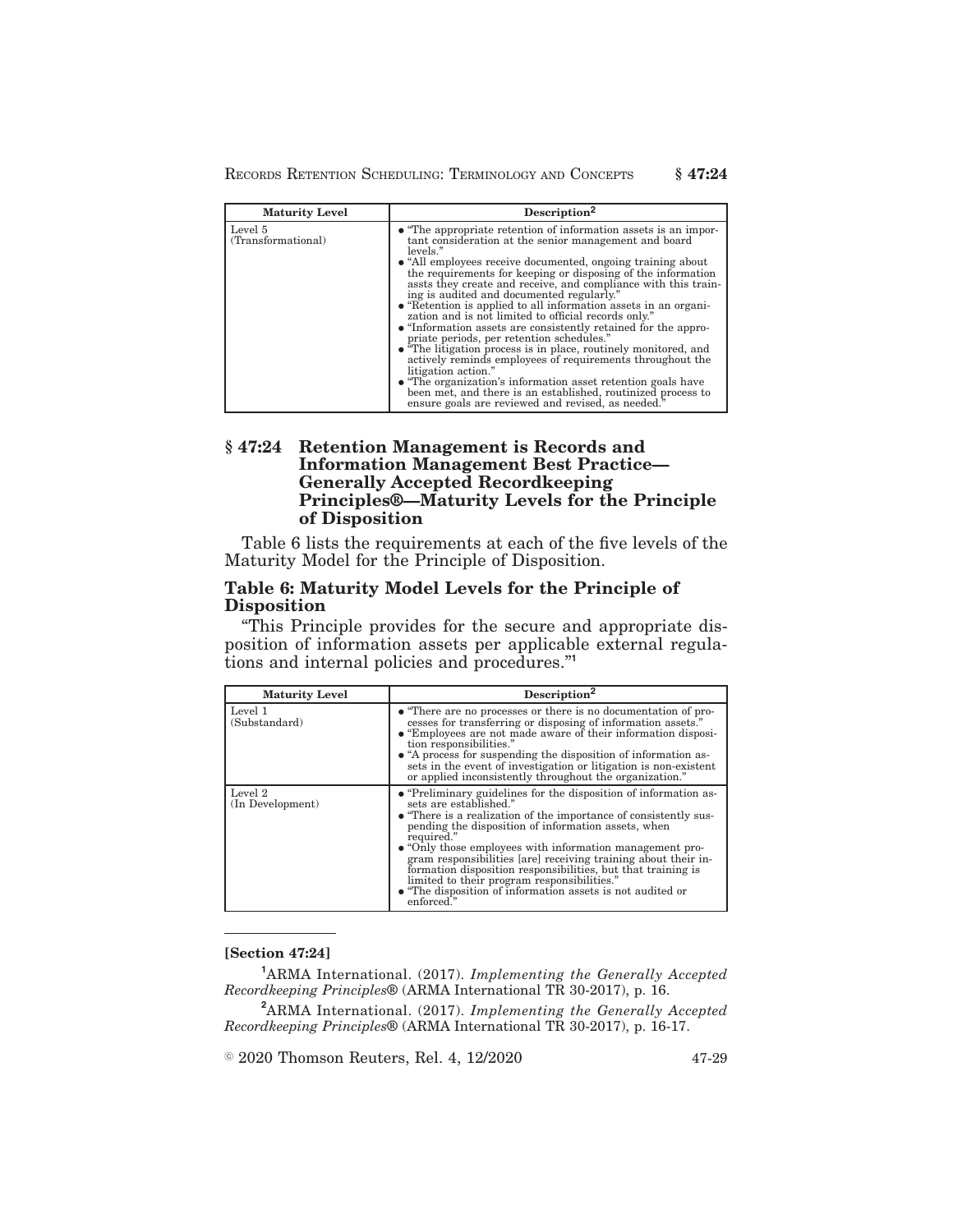| Maturity Level | Description[2] |
| --- | --- |
| Level 5 (Transformational) | • "The appropriate retention of information assets is an important consideration at the senior management and board levels." • "All employees receive documented, ongoing training about the requirements for keeping or disposing of the information assts they create and receive, and compliance with this training is audited and documented regularly." • "Retention is applied to all information assets in an organization and is not limited to official records only." • "Information assets are consistently retained for the appropriate periods, per retention schedules." • "The litigation process is in place, routinely monitored, and actively reminds employees of requirements throughout the litigation action." • "The organization's information asset retention goals have been met, and there is an established, routinized process to ensure goals are reviewed and revised, as needed." |

## § 47:24 Retention Management is Records and Information Management Best Practice—Generally Accepted Recordkeeping Principles®—Maturity Levels for the Principle of Disposition

Table 6 lists the requirements at each of the five levels of the Maturity Model for the Principle of Disposition.

### Table 6: Maturity Model Levels for the Principle of Disposition

"This Principle provides for the secure and appropriate disposition of information assets per applicable external regulations and internal policies and procedures."[1]

| Maturity Level | Description[2] |
| --- | --- |
| Level 1 (Substandard) | • "There are no processes or there is no documentation of processes for transferring or disposing of information assets." • "Employees are not made aware of their information disposition responsibilities." • "A process for suspending the disposition of information assets in the event of investigation or litigation is non-existent or applied inconsistently throughout the organization." |
| Level 2 (In Development) | • "Preliminary guidelines for the disposition of information assets are established." • "There is a realization of the importance of consistently suspending the disposition of information assets, when required." • "Only those employees with information management program responsibilities [are] receiving training about their information disposition responsibilities, but that training is limited to their program responsibilities." • "The disposition of information assets is not audited or enforced." |

**[Section 47:24]**

[1]ARMA International. (2017). *Implementing the Generally Accepted Recordkeeping Principles®* (ARMA International TR 30-2017), p. 16.

[2]ARMA International. (2017). *Implementing the Generally Accepted Recordkeeping Principles®* (ARMA International TR 30-2017), p. 16-17.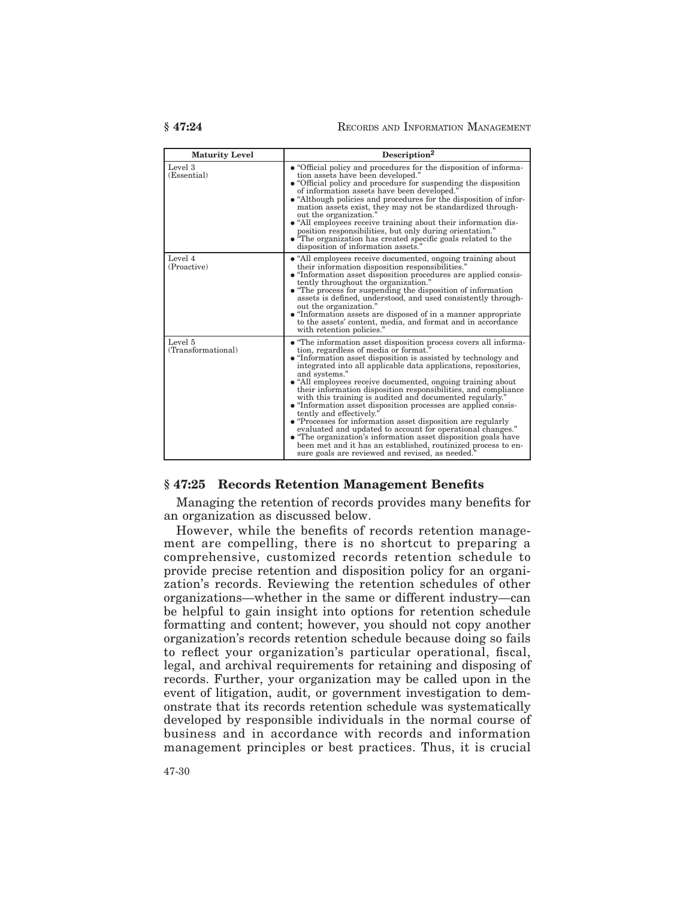| Maturity Level | Description[2] |
| --- | --- |
| Level 3 (Essential) | • "Official policy and procedures for the disposition of information assets have been developed." • "Official policy and procedure for suspending the disposition of information assets have been developed." • "Although policies and procedures for the disposition of information assets exist, they may not be standardized throughout the organization." • "All employees receive training about their information disposition responsibilities, but only during orientation." • "The organization has created specific goals related to the disposition of information assets." |
| Level 4 (Proactive) | • "All employees receive documented, ongoing training about their information disposition responsibilities." • "Information asset disposition procedures are applied consistently throughout the organization." • "The process for suspending the disposition of information assets is defined, understood, and used consistently throughout the organization." • "Information assets are disposed of in a manner appropriate to the assets' content, media, and format and in accordance with retention policies." |
| Level 5 (Transformational) | • "The information asset disposition process covers all information, regardless of media or format." • "Information asset disposition is assisted by technology and integrated into all applicable data applications, repositories, and systems." • "All employees receive documented, ongoing training about their information disposition responsibilities, and compliance with this training is audited and documented regularly." • "Information asset disposition processes are applied consistently and effectively." • "Processes for information asset disposition are regularly evaluated and updated to account for operational changes." • "The organization's information asset disposition goals have been met and it has an established, routinized process to ensure goals are reviewed and revised, as needed." |

## § 47:25 Records Retention Management Benefits

Managing the retention of records provides many benefits for an organization as discussed below.

However, while the benefits of records retention management are compelling, there is no shortcut to preparing a comprehensive, customized records retention schedule to provide precise retention and disposition policy for an organization's records. Reviewing the retention schedules of other organizations—whether in the same or different industry—can be helpful to gain insight into options for retention schedule formatting and content; however, you should not copy another organization's records retention schedule because doing so fails to reflect your organization's particular operational, fiscal, legal, and archival requirements for retaining and disposing of records. Further, your organization may be called upon in the event of litigation, audit, or government investigation to demonstrate that its records retention schedule was systematically developed by responsible individuals in the normal course of business and in accordance with records and information management principles or best practices. Thus, it is crucial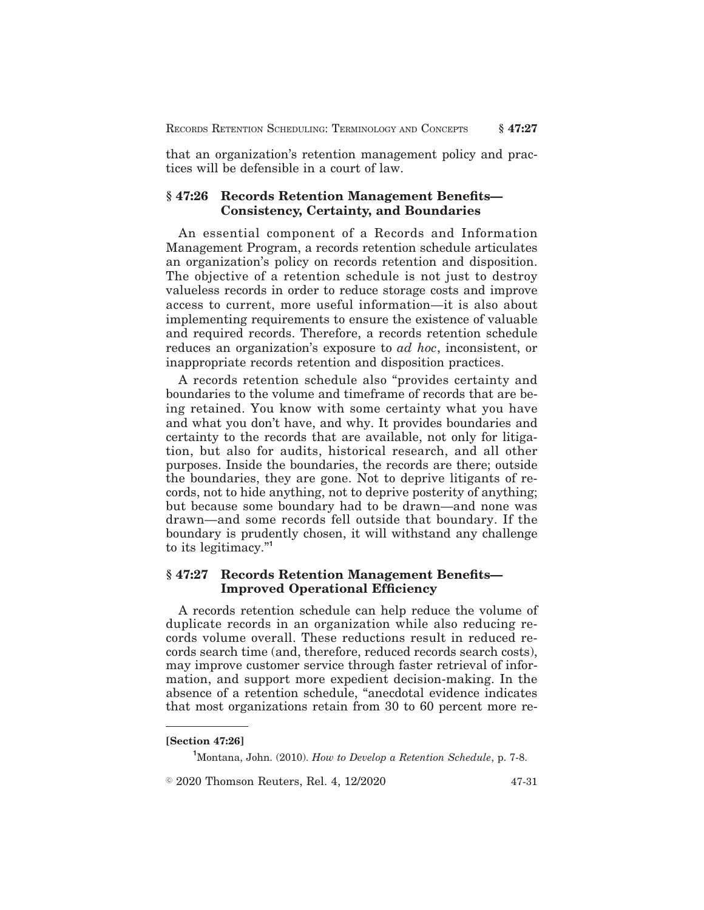that an organization's retention management policy and practices will be defensible in a court of law.

## § 47:26 Records Retention Management Benefits—Consistency, Certainty, and Boundaries

An essential component of a Records and Information Management Program, a records retention schedule articulates an organization's policy on records retention and disposition. The objective of a retention schedule is not just to destroy valueless records in order to reduce storage costs and improve access to current, more useful information—it is also about implementing requirements to ensure the existence of valuable and required records. Therefore, a records retention schedule reduces an organization's exposure to *ad hoc*, inconsistent, or inappropriate records retention and disposition practices.

A records retention schedule also "provides certainty and boundaries to the volume and timeframe of records that are being retained. You know with some certainty what you have and what you don't have, and why. It provides boundaries and certainty to the records that are available, not only for litigation, but also for audits, historical research, and all other purposes. Inside the boundaries, the records are there; outside the boundaries, they are gone. Not to deprive litigants of records, not to hide anything, not to deprive posterity of anything; but because some boundary had to be drawn—and none was drawn—and some records fell outside that boundary. If the boundary is prudently chosen, it will withstand any challenge to its legitimacy."[1]

## § 47:27 Records Retention Management Benefits—Improved Operational Efficiency

A records retention schedule can help reduce the volume of duplicate records in an organization while also reducing records volume overall. These reductions result in reduced records search time (and, therefore, reduced records search costs), may improve customer service through faster retrieval of information, and support more expedient decision-making. In the absence of a retention schedule, "anecdotal evidence indicates that most organizations retain from 30 to 60 percent more re-

---

**[Section 47:26]**

[1] Montana, John. (2010). *How to Develop a Retention Schedule*, p. 7-8.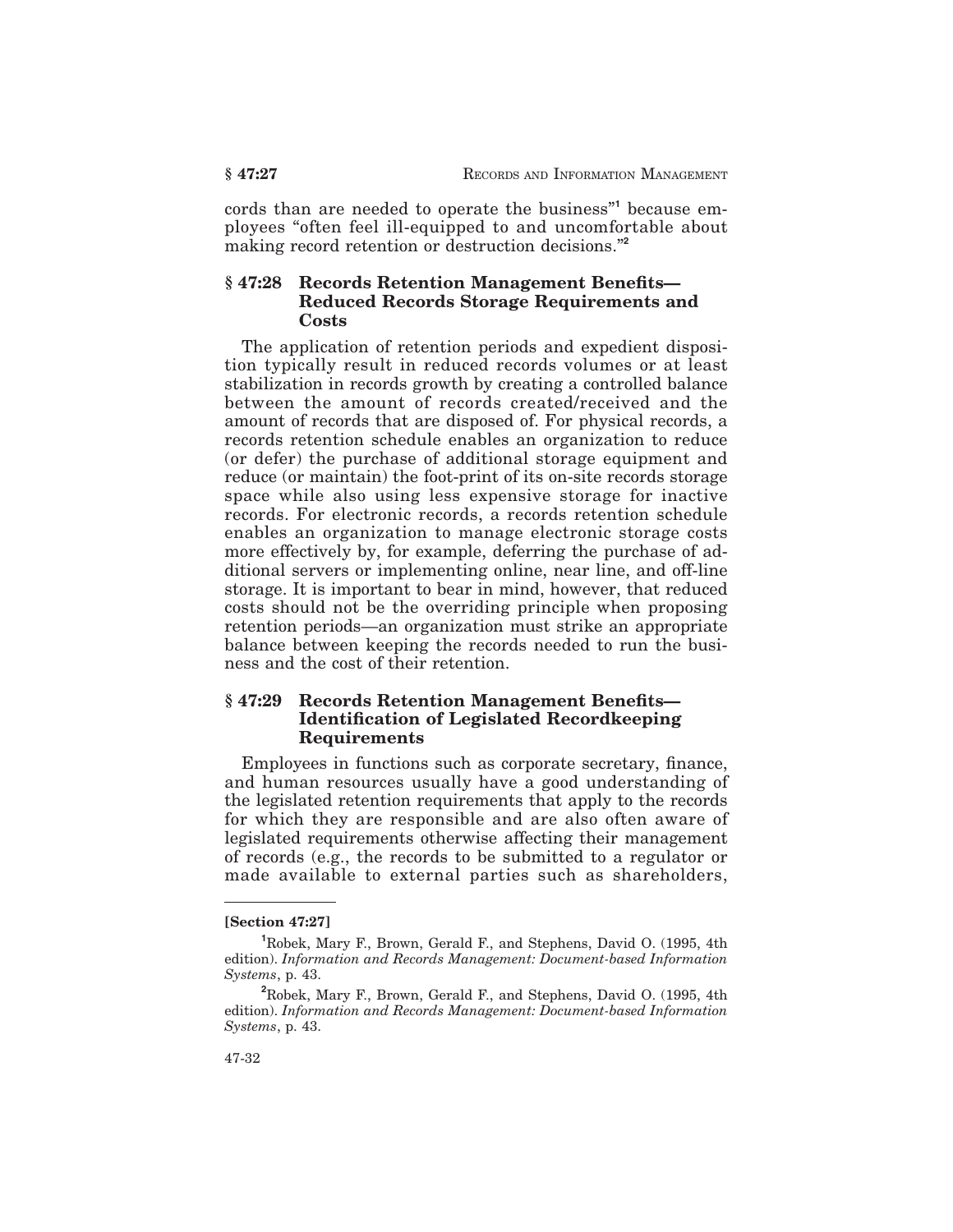cords than are needed to operate the business"[1] because employees "often feel ill-equipped to and uncomfortable about making record retention or destruction decisions."[2]

## § 47:28 Records Retention Management Benefits—Reduced Records Storage Requirements and Costs

The application of retention periods and expedient disposition typically result in reduced records volumes or at least stabilization in records growth by creating a controlled balance between the amount of records created/received and the amount of records that are disposed of. For physical records, a records retention schedule enables an organization to reduce (or defer) the purchase of additional storage equipment and reduce (or maintain) the foot-print of its on-site records storage space while also using less expensive storage for inactive records. For electronic records, a records retention schedule enables an organization to manage electronic storage costs more effectively by, for example, deferring the purchase of additional servers or implementing online, near line, and off-line storage. It is important to bear in mind, however, that reduced costs should not be the overriding principle when proposing retention periods—an organization must strike an appropriate balance between keeping the records needed to run the business and the cost of their retention.

## § 47:29 Records Retention Management Benefits—Identification of Legislated Recordkeeping Requirements

Employees in functions such as corporate secretary, finance, and human resources usually have a good understanding of the legislated retention requirements that apply to the records for which they are responsible and are also often aware of legislated requirements otherwise affecting their management of records (e.g., the records to be submitted to a regulator or made available to external parties such as shareholders,

---

**[Section 47:27]**

[1] Robek, Mary F., Brown, Gerald F., and Stephens, David O. (1995, 4th edition). *Information and Records Management: Document-based Information Systems*, p. 43.

[2] Robek, Mary F., Brown, Gerald F., and Stephens, David O. (1995, 4th edition). *Information and Records Management: Document-based Information Systems*, p. 43.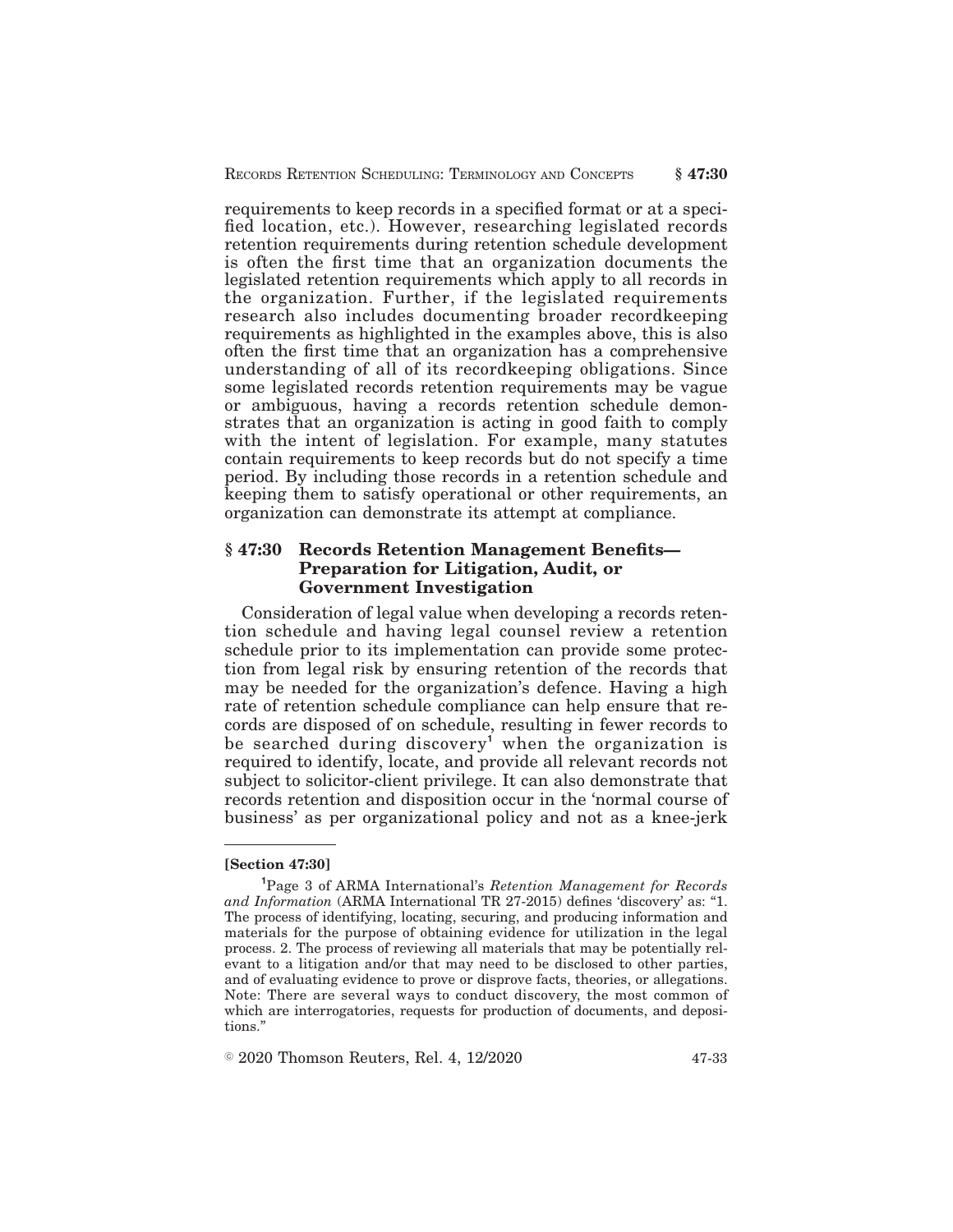requirements to keep records in a specified format or at a specified location, etc.). However, researching legislated records retention requirements during retention schedule development is often the first time that an organization documents the legislated retention requirements which apply to all records in the organization. Further, if the legislated requirements research also includes documenting broader recordkeeping requirements as highlighted in the examples above, this is also often the first time that an organization has a comprehensive understanding of all of its recordkeeping obligations. Since some legislated records retention requirements may be vague or ambiguous, having a records retention schedule demonstrates that an organization is acting in good faith to comply with the intent of legislation. For example, many statutes contain requirements to keep records but do not specify a time period. By including those records in a retention schedule and keeping them to satisfy operational or other requirements, an organization can demonstrate its attempt at compliance.

## § 47:30 Records Retention Management Benefits—Preparation for Litigation, Audit, or Government Investigation

Consideration of legal value when developing a records retention schedule and having legal counsel review a retention schedule prior to its implementation can provide some protection from legal risk by ensuring retention of the records that may be needed for the organization's defence. Having a high rate of retention schedule compliance can help ensure that records are disposed of on schedule, resulting in fewer records to be searched during discovery[1] when the organization is required to identify, locate, and provide all relevant records not subject to solicitor-client privilege. It can also demonstrate that records retention and disposition occur in the 'normal course of business' as per organizational policy and not as a knee-jerk

---

**[Section 47:30]**

[1]Page 3 of ARMA International's *Retention Management for Records and Information* (ARMA International TR 27-2015) defines 'discovery' as: "1. The process of identifying, locating, securing, and producing information and materials for the purpose of obtaining evidence for utilization in the legal process. 2. The process of reviewing all materials that may be potentially relevant to a litigation and/or that may need to be disclosed to other parties, and of evaluating evidence to prove or disprove facts, theories, or allegations. Note: There are several ways to conduct discovery, the most common of which are interrogatories, requests for production of documents, and depositions."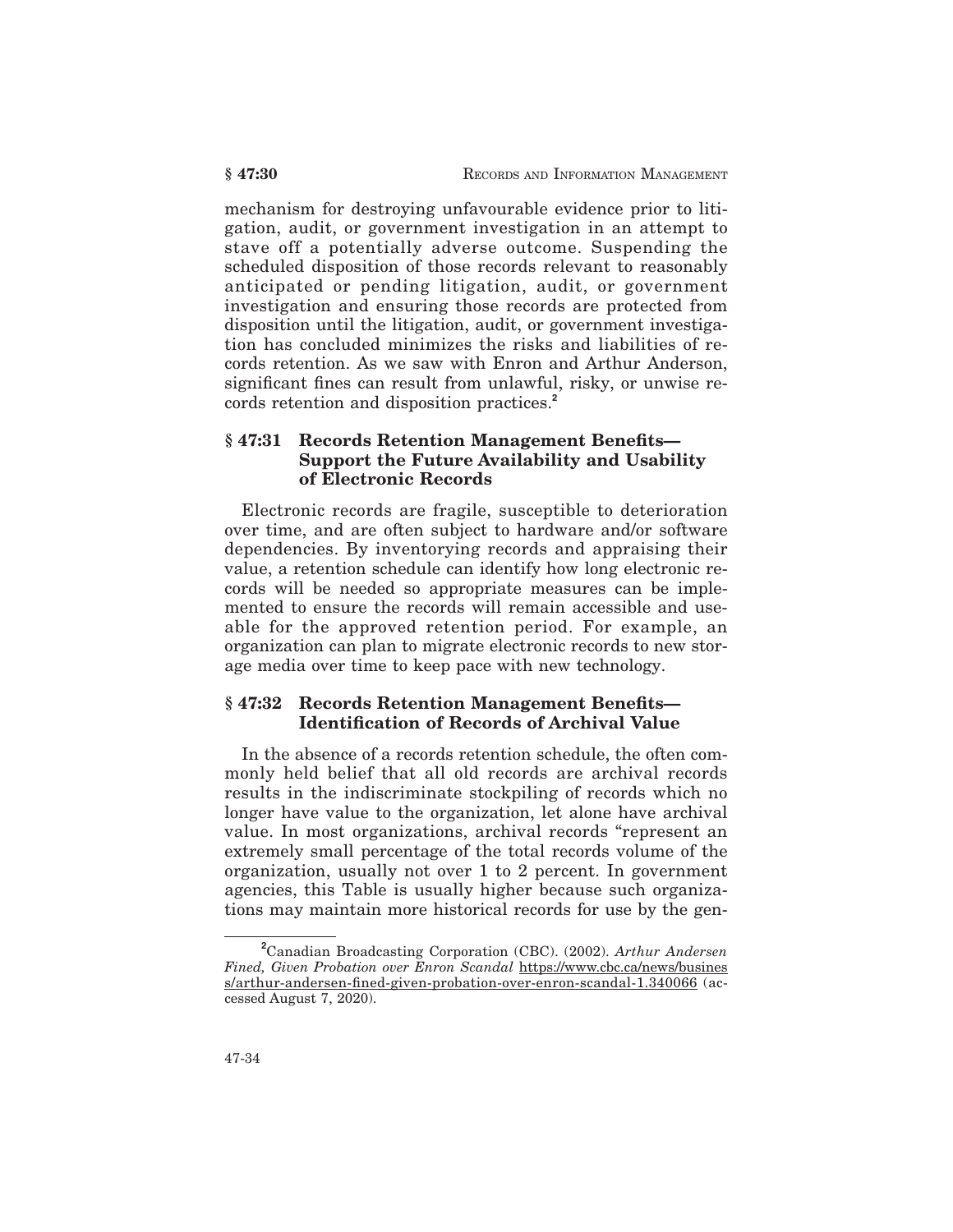mechanism for destroying unfavourable evidence prior to litigation, audit, or government investigation in an attempt to stave off a potentially adverse outcome. Suspending the scheduled disposition of those records relevant to reasonably anticipated or pending litigation, audit, or government investigation and ensuring those records are protected from disposition until the litigation, audit, or government investigation has concluded minimizes the risks and liabilities of records retention. As we saw with Enron and Arthur Anderson, significant fines can result from unlawful, risky, or unwise records retention and disposition practices.[2]

## § 47:31 Records Retention Management Benefits—Support the Future Availability and Usability of Electronic Records

Electronic records are fragile, susceptible to deterioration over time, and are often subject to hardware and/or software dependencies. By inventorying records and appraising their value, a retention schedule can identify how long electronic records will be needed so appropriate measures can be implemented to ensure the records will remain accessible and useable for the approved retention period. For example, an organization can plan to migrate electronic records to new storage media over time to keep pace with new technology.

## § 47:32 Records Retention Management Benefits—Identification of Records of Archival Value

In the absence of a records retention schedule, the often commonly held belief that all old records are archival records results in the indiscriminate stockpiling of records which no longer have value to the organization, let alone have archival value. In most organizations, archival records "represent an extremely small percentage of the total records volume of the organization, usually not over 1 to 2 percent. In government agencies, this Table is usually higher because such organizations may maintain more historical records for use by the gen-

---

[2] Canadian Broadcasting Corporation (CBC). (2002). *Arthur Andersen Fined, Given Probation over Enron Scandal* https://www.cbc.ca/news/business/arthur-andersen-fined-given-probation-over-enron-scandal-1.340066 (accessed August 7, 2020).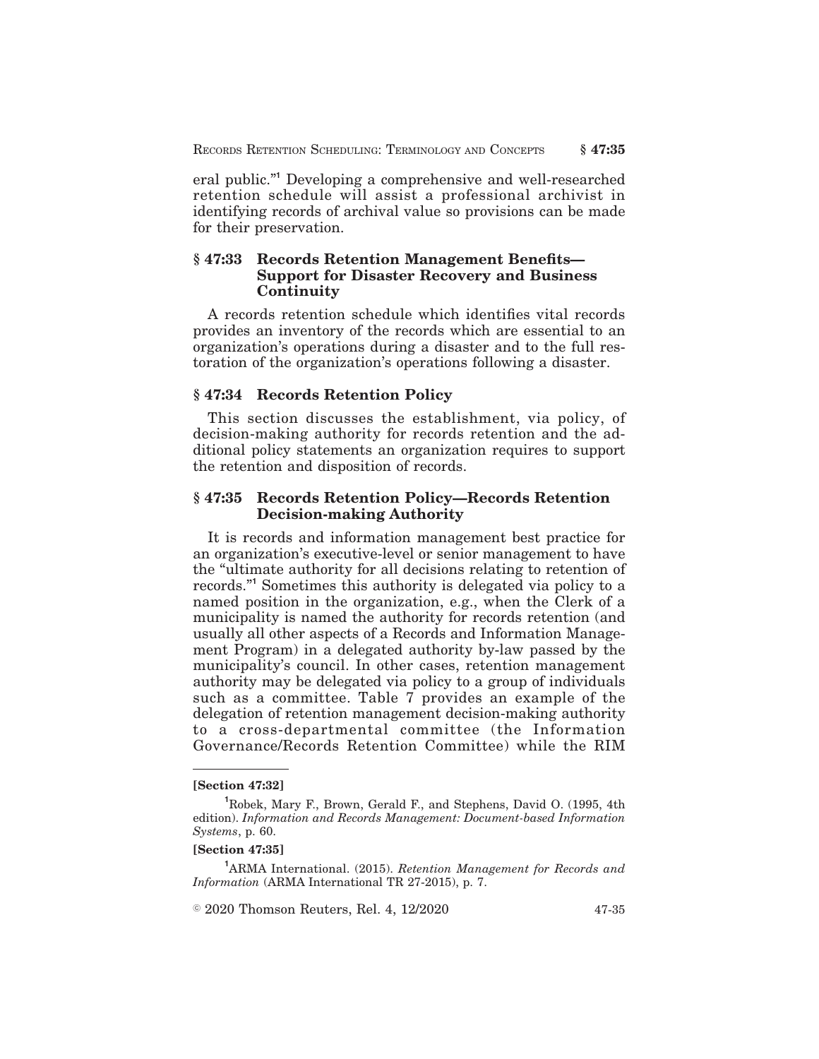eral public."[1] Developing a comprehensive and well-researched retention schedule will assist a professional archivist in identifying records of archival value so provisions can be made for their preservation.

## § 47:33 Records Retention Management Benefits—Support for Disaster Recovery and Business Continuity

A records retention schedule which identifies vital records provides an inventory of the records which are essential to an organization's operations during a disaster and to the full restoration of the organization's operations following a disaster.

## § 47:34 Records Retention Policy

This section discusses the establishment, via policy, of decision-making authority for records retention and the additional policy statements an organization requires to support the retention and disposition of records.

## § 47:35 Records Retention Policy—Records Retention Decision-making Authority

It is records and information management best practice for an organization's executive-level or senior management to have the "ultimate authority for all decisions relating to retention of records."[1] Sometimes this authority is delegated via policy to a named position in the organization, e.g., when the Clerk of a municipality is named the authority for records retention (and usually all other aspects of a Records and Information Management Program) in a delegated authority by-law passed by the municipality's council. In other cases, retention management authority may be delegated via policy to a group of individuals such as a committee. Table 7 provides an example of the delegation of retention management decision-making authority to a cross-departmental committee (the Information Governance/Records Retention Committee) while the RIM

---

**[Section 47:32]**

[1] Robek, Mary F., Brown, Gerald F., and Stephens, David O. (1995, 4th edition). *Information and Records Management: Document-based Information Systems*, p. 60.

**[Section 47:35]**

[1] ARMA International. (2015). *Retention Management for Records and Information* (ARMA International TR 27-2015), p. 7.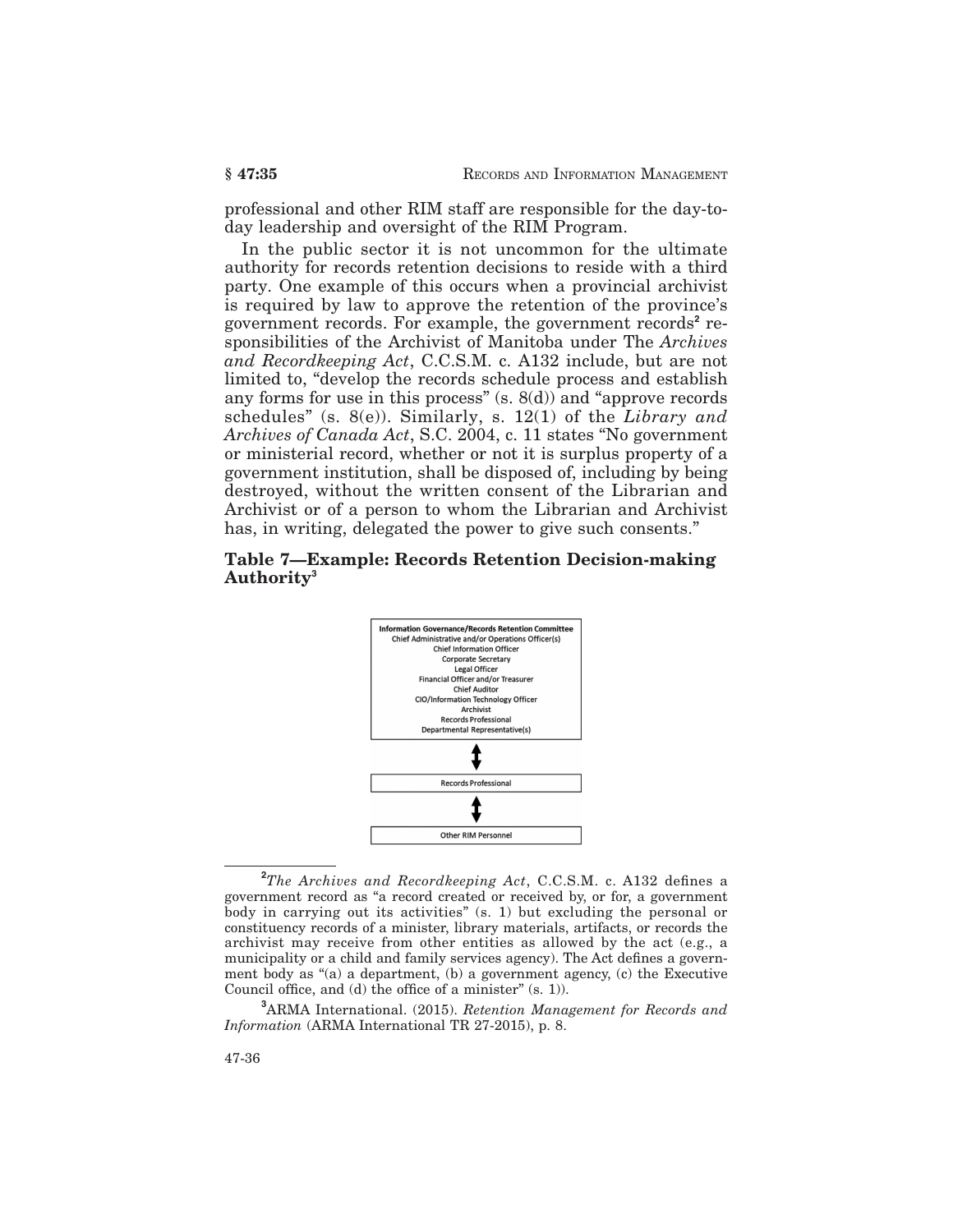professional and other RIM staff are responsible for the day-to-day leadership and oversight of the RIM Program.

In the public sector it is not uncommon for the ultimate authority for records retention decisions to reside with a third party. One example of this occurs when a provincial archivist is required by law to approve the retention of the province's government records. For example, the government records[2] responsibilities of the Archivist of Manitoba under The *Archives and Recordkeeping Act*, C.C.S.M. c. A132 include, but are not limited to, "develop the records schedule process and establish any forms for use in this process" (s. 8(d)) and "approve records schedules" (s. 8(e)). Similarly, s. 12(1) of the *Library and Archives of Canada Act*, S.C. 2004, c. 11 states "No government or ministerial record, whether or not it is surplus property of a government institution, shall be disposed of, including by being destroyed, without the written consent of the Librarian and Archivist or of a person to whom the Librarian and Archivist has, in writing, delegated the power to give such consents."

### Table 7—Example: Records Retention Decision-making Authority[3]

| Information Governance/Records Retention Committee |
|---|
| Chief Administrative and/or Operations Officer(s)<br>Chief Information Officer<br>Corporate Secretary<br>Legal Officer<br>Financial Officer and/or Treasurer<br>Chief Auditor<br>CIO/Information Technology Officer<br>Archivist<br>Records Professional<br>Departmental Representative(s) |
| ↕ |
| Records Professional |
| ↕ |
| Other RIM Personnel |

---

[2] *The Archives and Recordkeeping Act*, C.C.S.M. c. A132 defines a government record as "a record created or received by, or for, a government body in carrying out its activities" (s. 1) but excluding the personal or constituency records of a minister, library materials, artifacts, or records the archivist may receive from other entities as allowed by the act (e.g., a municipality or a child and family services agency). The Act defines a government body as "(a) a department, (b) a government agency, (c) the Executive Council office, and (d) the office of a minister" (s. 1)).

[3] ARMA International. (2015). *Retention Management for Records and Information* (ARMA International TR 27-2015), p. 8.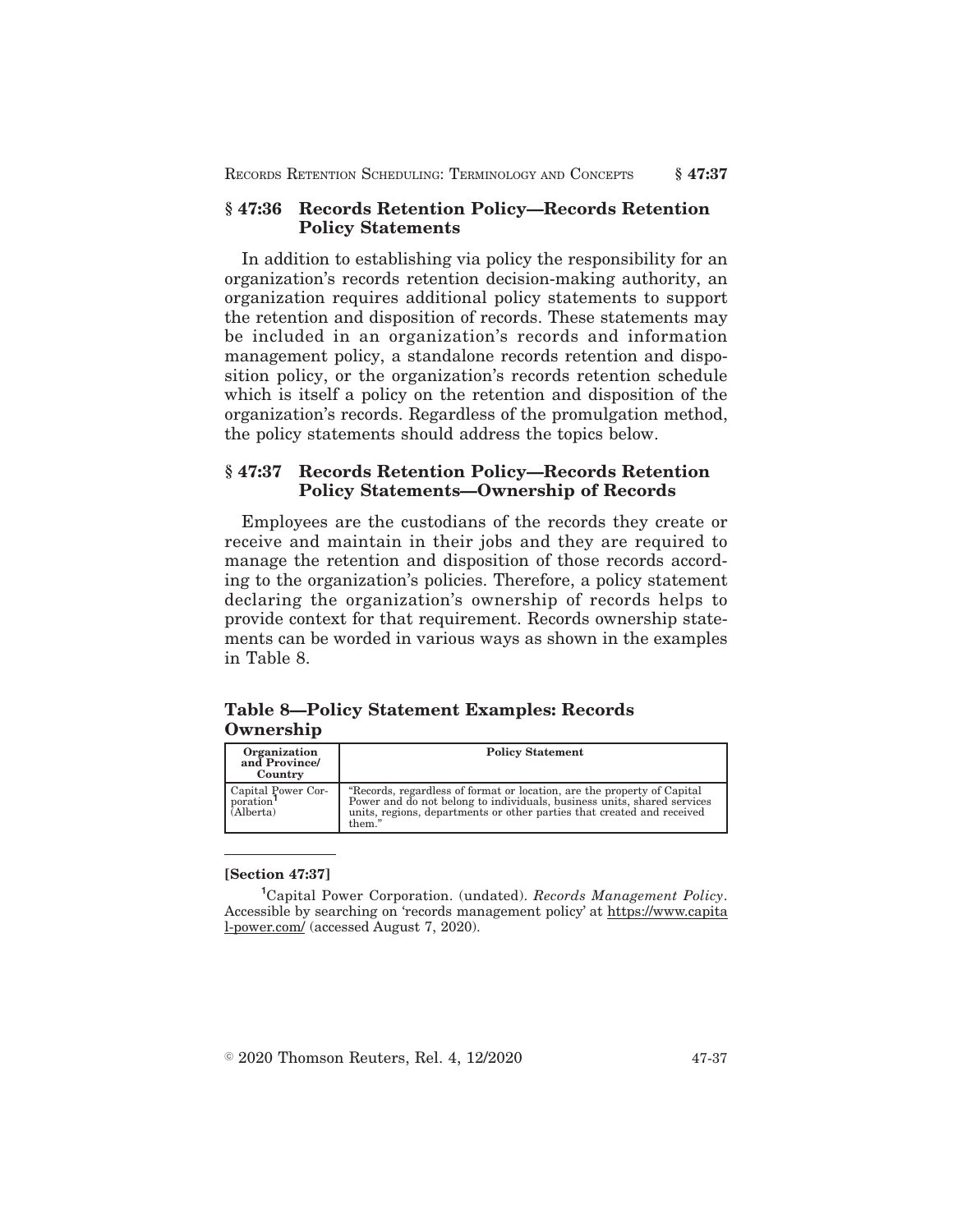## § 47:36 Records Retention Policy—Records Retention Policy Statements

In addition to establishing via policy the responsibility for an organization's records retention decision-making authority, an organization requires additional policy statements to support the retention and disposition of records. These statements may be included in an organization's records and information management policy, a standalone records retention and disposition policy, or the organization's records retention schedule which is itself a policy on the retention and disposition of the organization's records. Regardless of the promulgation method, the policy statements should address the topics below.

## § 47:37 Records Retention Policy—Records Retention Policy Statements—Ownership of Records

Employees are the custodians of the records they create or receive and maintain in their jobs and they are required to manage the retention and disposition of those records according to the organization's policies. Therefore, a policy statement declaring the organization's ownership of records helps to provide context for that requirement. Records ownership statements can be worded in various ways as shown in the examples in Table 8.

**Table 8—Policy Statement Examples: Records Ownership**

| Organization and Province/ Country | Policy Statement |
|---|---|
| Capital Power Corporation[1] (Alberta) | "Records, regardless of format or location, are the property of Capital Power and do not belong to individuals, business units, shared services units, regions, departments or other parties that created and received them." |

---

**[Section 47:37]**

[1] Capital Power Corporation. (undated). *Records Management Policy*. Accessible by searching on 'records management policy' at https://www.capital-power.com/ (accessed August 7, 2020).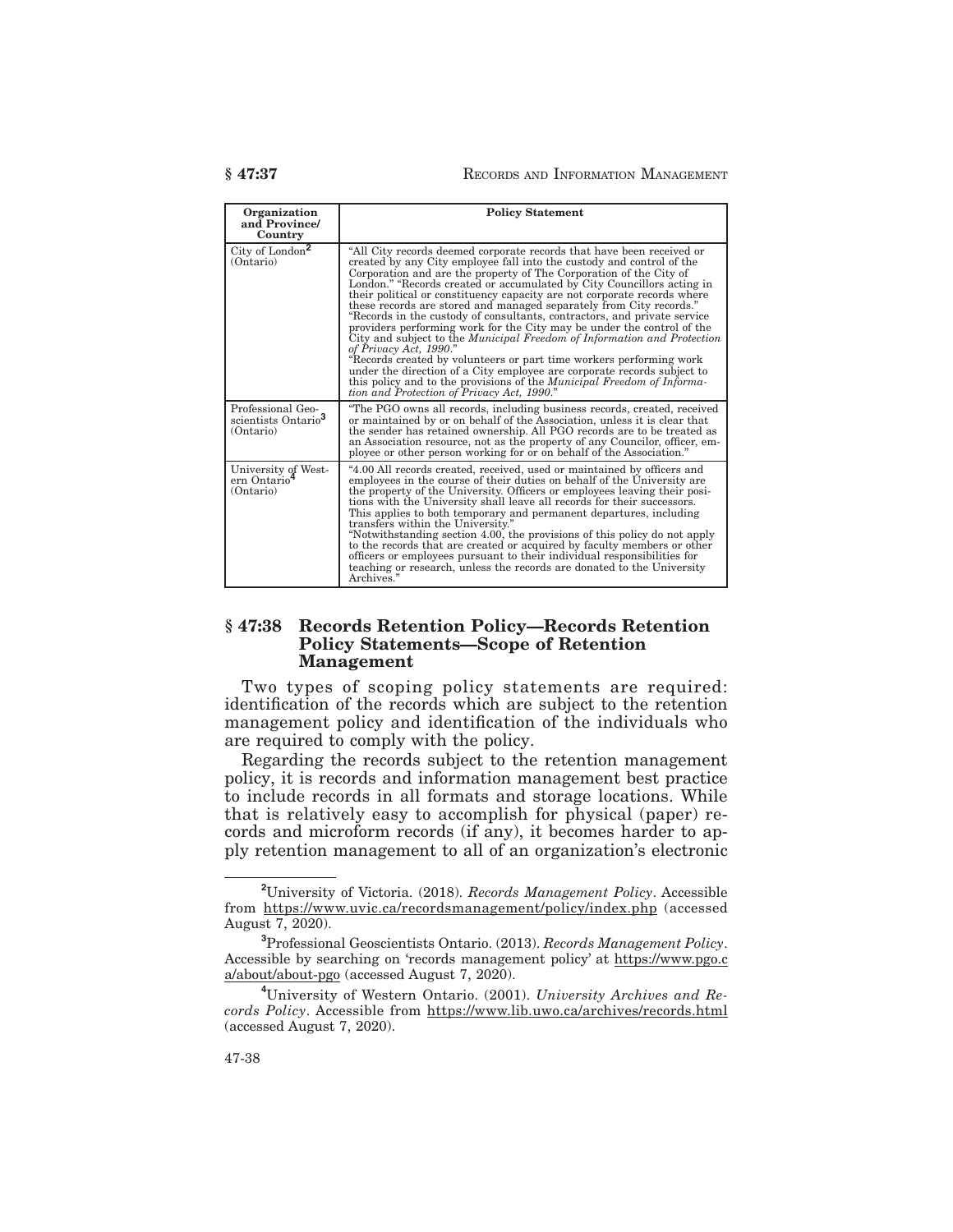| Organization and Province/ Country | Policy Statement |
|---|---|
| City of London[2] (Ontario) | "All City records deemed corporate records that have been received or created by any City employee fall into the custody and control of the Corporation and are the property of The Corporation of the City of London." "Records created or accumulated by City Councillors acting in their political or constituency capacity are not corporate records where these records are stored and managed separately from City records." "Records in the custody of consultants, contractors, and private service providers performing work for the City may be under the control of the City and subject to the *Municipal Freedom of Information and Protection of Privacy Act, 1990*." "Records created by volunteers or part time workers performing work under the direction of a City employee are corporate records subject to this policy and to the provisions of the *Municipal Freedom of Information and Protection of Privacy Act, 1990*." |
| Professional Geoscientists Ontario[3] (Ontario) | "The PGO owns all records, including business records, created, received or maintained by or on behalf of the Association, unless it is clear that the sender has retained ownership. All PGO records are to be treated as an Association resource, not as the property of any Councilor, officer, employee or other person working for or on behalf of the Association." |
| University of Western Ontario[4] (Ontario) | "4.00 All records created, received, used or maintained by officers and employees in the course of their duties on behalf of the University are the property of the University. Officers or employees leaving their positions with the University shall leave all records for their successors. This applies to both temporary and permanent departures, including transfers within the University." "Notwithstanding section 4.00, the provisions of this policy do not apply to the records that are created or acquired by faculty members or other officers or employees pursuant to their individual responsibilities for teaching or research, unless the records are donated to the University Archives." |

## § 47:38 Records Retention Policy—Records Retention Policy Statements—Scope of Retention Management

Two types of scoping policy statements are required: identification of the records which are subject to the retention management policy and identification of the individuals who are required to comply with the policy.

Regarding the records subject to the retention management policy, it is records and information management best practice to include records in all formats and storage locations. While that is relatively easy to accomplish for physical (paper) records and microform records (if any), it becomes harder to apply retention management to all of an organization's electronic

---

[2] University of Victoria. (2018). *Records Management Policy*. Accessible from https://www.uvic.ca/recordsmanagement/policy/index.php (accessed August 7, 2020).

[3] Professional Geoscientists Ontario. (2013). *Records Management Policy*. Accessible by searching on 'records management policy' at https://www.pgo.ca/about/about-pgo (accessed August 7, 2020).

[4] University of Western Ontario. (2001). *University Archives and Records Policy*. Accessible from https://www.lib.uwo.ca/archives/records.html (accessed August 7, 2020).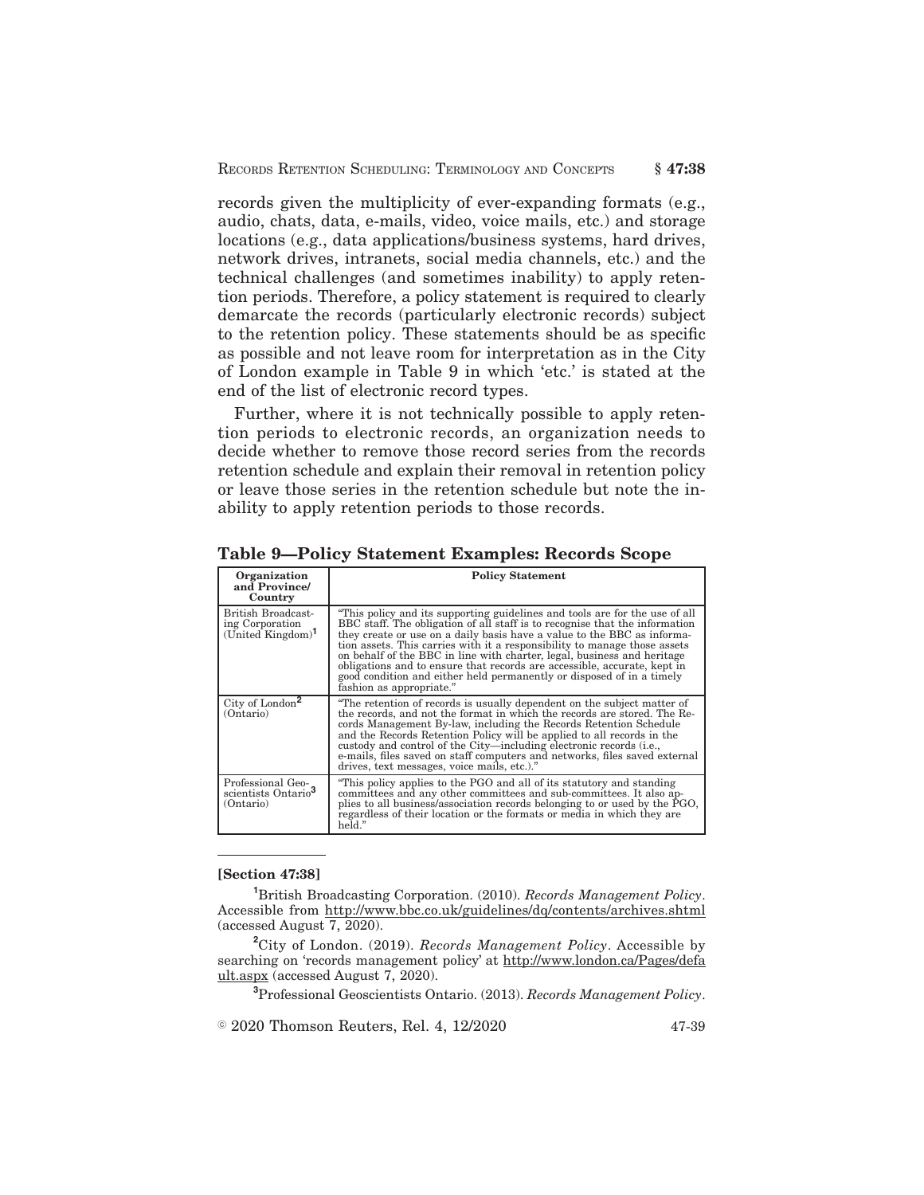records given the multiplicity of ever-expanding formats (e.g., audio, chats, data, e-mails, video, voice mails, etc.) and storage locations (e.g., data applications/business systems, hard drives, network drives, intranets, social media channels, etc.) and the technical challenges (and sometimes inability) to apply retention periods. Therefore, a policy statement is required to clearly demarcate the records (particularly electronic records) subject to the retention policy. These statements should be as specific as possible and not leave room for interpretation as in the City of London example in Table 9 in which 'etc.' is stated at the end of the list of electronic record types.

Further, where it is not technically possible to apply retention periods to electronic records, an organization needs to decide whether to remove those record series from the records retention schedule and explain their removal in retention policy or leave those series in the retention schedule but note the inability to apply retention periods to those records.

**Table 9—Policy Statement Examples: Records Scope**

| Organization and Province/ Country | Policy Statement |
|---|---|
| British Broadcasting Corporation (United Kingdom)[1] | "This policy and its supporting guidelines and tools are for the use of all BBC staff. The obligation of all staff is to recognise that the information they create or use on a daily basis have a value to the BBC as information assets. This carries with it a responsibility to manage those assets on behalf of the BBC in line with charter, legal, business and heritage obligations and to ensure that records are accessible, accurate, kept in good condition and either held permanently or disposed of in a timely fashion as appropriate." |
| City of London[2] (Ontario) | "The retention of records is usually dependent on the subject matter of the records, and not the format in which the records are stored. The Records Management By-law, including the Records Retention Schedule and the Records Retention Policy will be applied to all records in the custody and control of the City—including electronic records (i.e., e-mails, files saved on staff computers and networks, files saved external drives, text messages, voice mails, etc.)." |
| Professional Geoscientists Ontario[3] (Ontario) | "This policy applies to the PGO and all of its statutory and standing committees and any other committees and sub-committees. It also applies to all business/association records belonging to or used by the PGO, regardless of their location or the formats or media in which they are held." |

---

**[Section 47:38]**

[1]British Broadcasting Corporation. (2010). *Records Management Policy*. Accessible from http://www.bbc.co.uk/guidelines/dq/contents/archives.shtml (accessed August 7, 2020).

[2]City of London. (2019). *Records Management Policy*. Accessible by searching on 'records management policy' at http://www.london.ca/Pages/default.aspx (accessed August 7, 2020).

[3]Professional Geoscientists Ontario. (2013). *Records Management Policy*.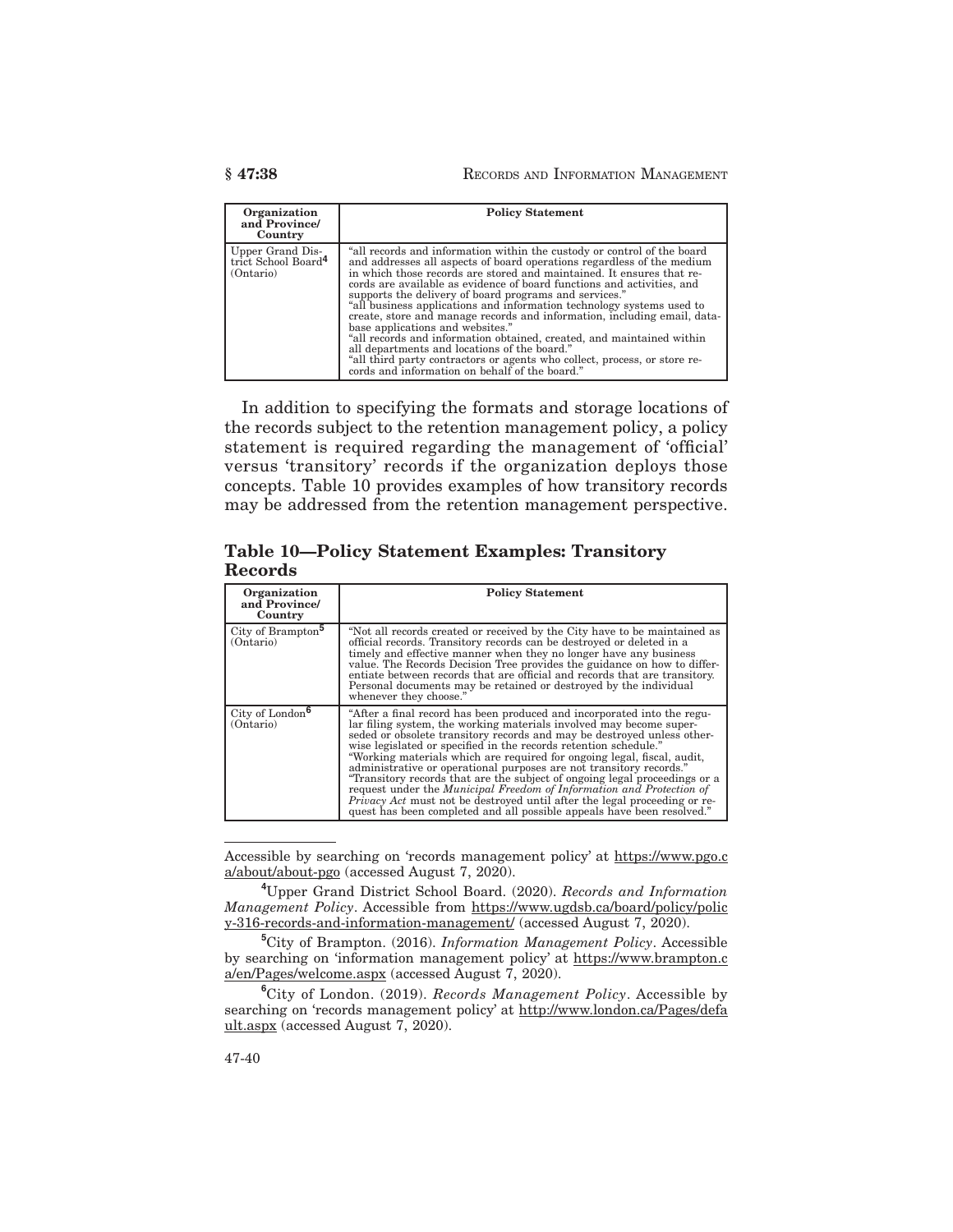| Organization and Province/ Country | Policy Statement |
| --- | --- |
| Upper Grand District School Board[4] (Ontario) | "all records and information within the custody or control of the board and addresses all aspects of board operations regardless of the medium in which those records are stored and maintained. It ensures that records are available as evidence of board functions and activities, and supports the delivery of board programs and services." "all business applications and information technology systems used to create, store and manage records and information, including email, database applications and websites." "all records and information obtained, created, and maintained within all departments and locations of the board." "all third party contractors or agents who collect, process, or store records and information on behalf of the board." |

In addition to specifying the formats and storage locations of the records subject to the retention management policy, a policy statement is required regarding the management of 'official' versus 'transitory' records if the organization deploys those concepts. Table 10 provides examples of how transitory records may be addressed from the retention management perspective.

**Table 10—Policy Statement Examples: Transitory Records**

| Organization and Province/ Country | Policy Statement |
| --- | --- |
| City of Brampton[5] (Ontario) | "Not all records created or received by the City have to be maintained as official records. Transitory records can be destroyed or deleted in a timely and effective manner when they no longer have any business value. The Records Decision Tree provides the guidance on how to differentiate between records that are official and records that are transitory. Personal documents may be retained or destroyed by the individual whenever they choose." |
| City of London[6] (Ontario) | "After a final record has been produced and incorporated into the regular filing system, the working materials involved may become superseded or obsolete transitory records and may be destroyed unless otherwise legislated or specified in the records retention schedule." "Working materials which are required for ongoing legal, fiscal, audit, administrative or operational purposes are not transitory records." "Transitory records that are the subject of ongoing legal proceedings or a request under the *Municipal Freedom of Information and Protection of Privacy Act* must not be destroyed until after the legal proceeding or request has been completed and all possible appeals have been resolved." |

---

Accessible by searching on 'records management policy' at https://www.pgo.ca/about/about-pgo (accessed August 7, 2020).

[4]Upper Grand District School Board. (2020). *Records and Information Management Policy*. Accessible from https://www.ugdsb.ca/board/policy/policy-316-records-and-information-management/ (accessed August 7, 2020).

[5]City of Brampton. (2016). *Information Management Policy*. Accessible by searching on 'information management policy' at https://www.brampton.ca/en/Pages/welcome.aspx (accessed August 7, 2020).

[6]City of London. (2019). *Records Management Policy*. Accessible by searching on 'records management policy' at http://www.london.ca/Pages/default.aspx (accessed August 7, 2020).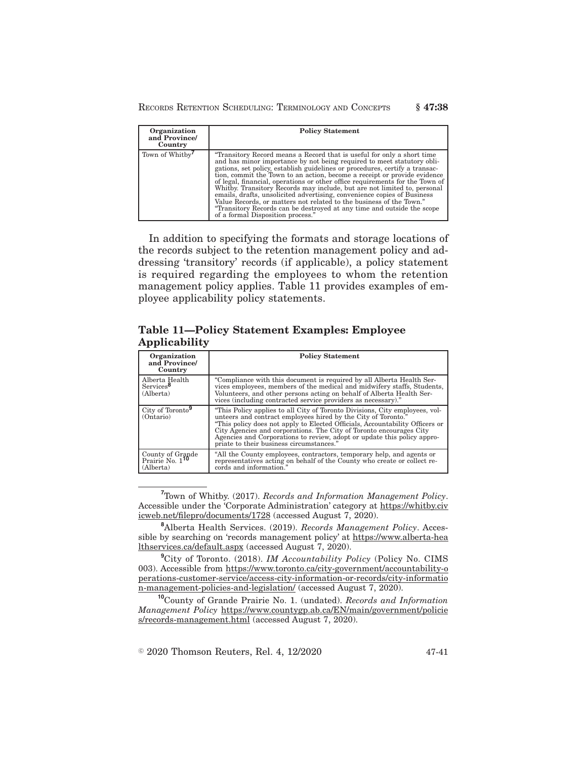| Organization and Province/ Country | Policy Statement |
|---|---|
| Town of Whitby[7] | "Transitory Record means a Record that is useful for only a short time and has minor importance by not being required to meet statutory obligations, set policy, establish guidelines or procedures, certify a transaction, commit the Town to an action, become a receipt or provide evidence of legal, financial, operations or other office requirements for the Town of Whitby. Transitory Records may include, but are not limited to, personal emails, drafts, unsolicited advertising, convenience copies of Business Value Records, or matters not related to the business of the Town." "Transitory Records can be destroyed at any time and outside the scope of a formal Disposition process." |

In addition to specifying the formats and storage locations of the records subject to the retention management policy and addressing 'transitory' records (if applicable), a policy statement is required regarding the employees to whom the retention management policy applies. Table 11 provides examples of employee applicability policy statements.

**Table 11—Policy Statement Examples: Employee Applicability**

| Organization and Province/ Country | Policy Statement |
|---|---|
| Alberta Health Services[8] (Alberta) | "Compliance with this document is required by all Alberta Health Services employees, members of the medical and midwifery staffs, Students, Volunteers, and other persons acting on behalf of Alberta Health Services (including contracted service providers as necessary)." |
| City of Toronto[9] (Ontario) | "This Policy applies to all City of Toronto Divisions, City employees, volunteers and contract employees hired by the City of Toronto." "This policy does not apply to Elected Officials, Accountability Officers or City Agencies and corporations. The City of Toronto encourages City Agencies and Corporations to review, adopt or update this policy appropriate to their business circumstances." |
| County of Grande Prairie No. 1[10] (Alberta) | "All the County employees, contractors, temporary help, and agents or representatives acting on behalf of the County who create or collect records and information." |

[7] Town of Whitby. (2017). *Records and Information Management Policy*. Accessible under the 'Corporate Administration' category at https://whitby.civicweb.net/filepro/documents/1728 (accessed August 7, 2020).

[8] Alberta Health Services. (2019). *Records Management Policy*. Accessible by searching on 'records management policy' at https://www.alberta-healthservices.ca/default.aspx (accessed August 7, 2020).

[9] City of Toronto. (2018). *IM Accountability Policy* (Policy No. CIMS 003). Accessible from https://www.toronto.ca/city-government/accountability-operations-customer-service/access-city-information-or-records/city-information-management-policies-and-legislation/ (accessed August 7, 2020).

[10] County of Grande Prairie No. 1. (undated). *Records and Information Management Policy* https://www.countygp.ab.ca/EN/main/government/policies/records-management.html (accessed August 7, 2020).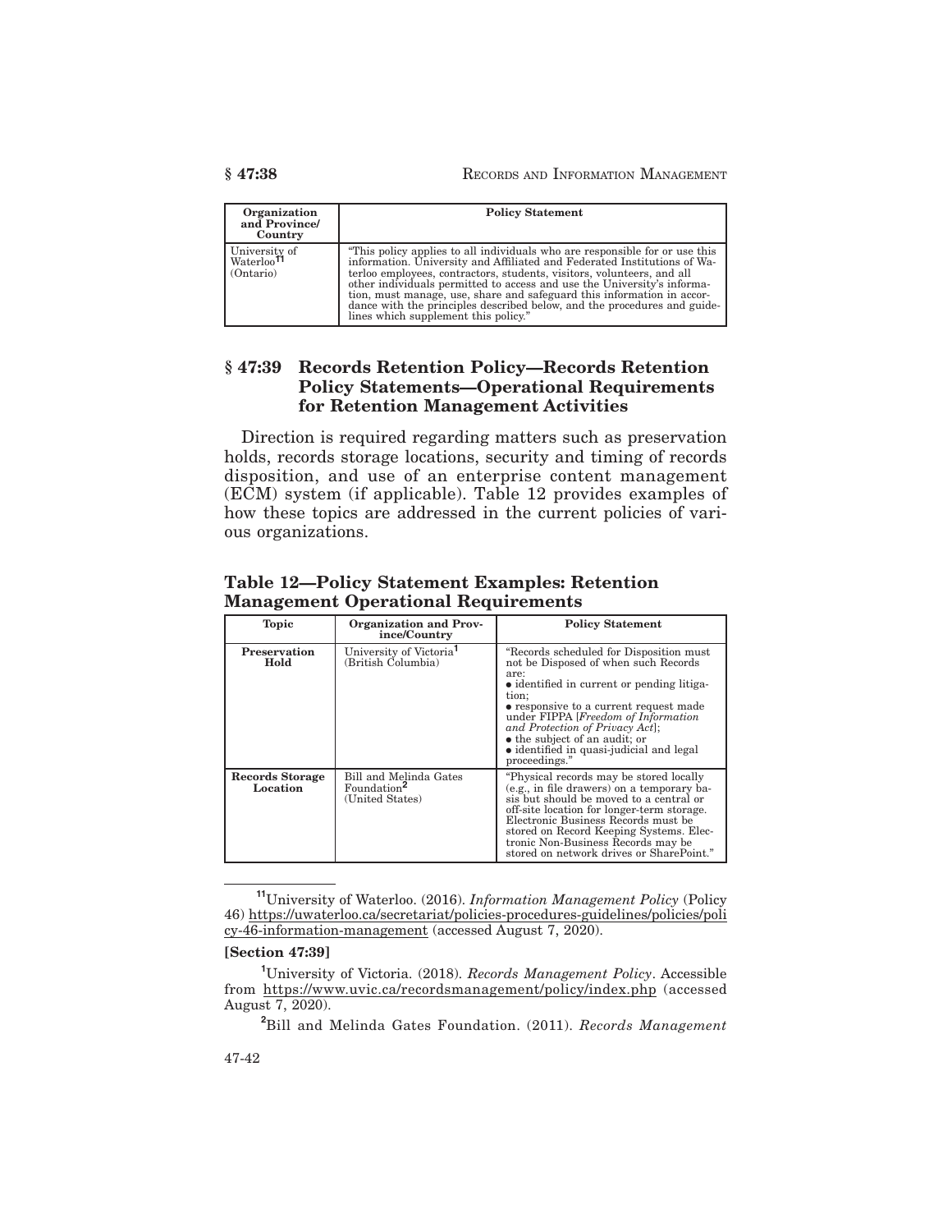| Organization and Province/ Country | Policy Statement |
|---|---|
| University of Waterloo[11] (Ontario) | "This policy applies to all individuals who are responsible for or use this information. University and Affiliated and Federated Institutions of Waterloo employees, contractors, students, visitors, volunteers, and all other individuals permitted to access and use the University's information, must manage, use, share and safeguard this information in accordance with the principles described below, and the procedures and guidelines which supplement this policy." |

## § 47:39 Records Retention Policy—Records Retention Policy Statements—Operational Requirements for Retention Management Activities

Direction is required regarding matters such as preservation holds, records storage locations, security and timing of records disposition, and use of an enterprise content management (ECM) system (if applicable). Table 12 provides examples of how these topics are addressed in the current policies of various organizations.

**Table 12—Policy Statement Examples: Retention Management Operational Requirements**

| Topic | Organization and Province/Country | Policy Statement |
|---|---|---|
| **Preservation Hold** | University of Victoria[1] (British Columbia) | "Records scheduled for Disposition must not be Disposed of when such Records are: • identified in current or pending litigation; • responsive to a current request made under FIPPA [*Freedom of Information and Protection of Privacy Act*]; • the subject of an audit; or • identified in quasi-judicial and legal proceedings." |
| **Records Storage Location** | Bill and Melinda Gates Foundation[2] (United States) | "Physical records may be stored locally (e.g., in file drawers) on a temporary basis but should be moved to a central or off-site location for longer-term storage. Electronic Business Records must be stored on Record Keeping Systems. Electronic Non-Business Records may be stored on network drives or SharePoint." |

[11] University of Waterloo. (2016). *Information Management Policy* (Policy 46) https://uwaterloo.ca/secretariat/policies-procedures-guidelines/policies/policy-46-information-management (accessed August 7, 2020).

**[Section 47:39]**

[1] University of Victoria. (2018). *Records Management Policy*. Accessible from https://www.uvic.ca/recordsmanagement/policy/index.php (accessed August 7, 2020).

[2] Bill and Melinda Gates Foundation. (2011). *Records Management*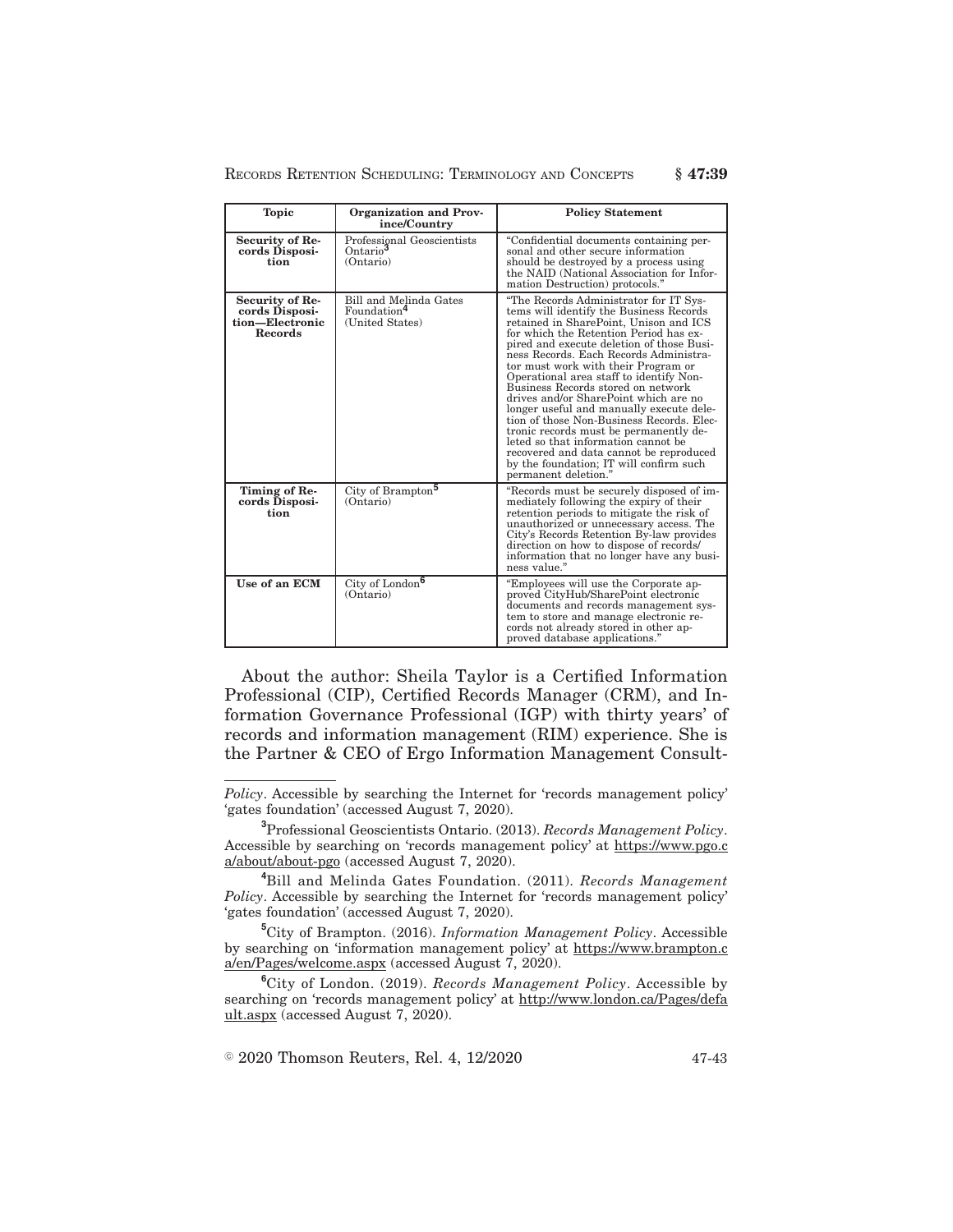| Topic | Organization and Province/Country | Policy Statement |
|---|---|---|
| **Security of Records Disposition** | Professional Geoscientists Ontario[3] (Ontario) | "Confidential documents containing personal and other secure information should be destroyed by a process using the NAID (National Association for Information Destruction) protocols." |
| **Security of Records Disposition—Electronic Records** | Bill and Melinda Gates Foundation[4] (United States) | "The Records Administrator for IT Systems will identify the Business Records retained in SharePoint, Unison and ICS for which the Retention Period has expired and execute deletion of those Business Records. Each Records Administrator must work with their Program or Operational area staff to identify Non-Business Records stored on network drives and/or SharePoint which are no longer useful and manually execute deletion of those Non-Business Records. Electronic records must be permanently deleted so that information cannot be recovered and data cannot be reproduced by the foundation; IT will confirm such permanent deletion." |
| **Timing of Records Disposition** | City of Brampton[5] (Ontario) | "Records must be securely disposed of immediately following the expiry of their retention periods to mitigate the risk of unauthorized or unnecessary access. The City's Records Retention By-law provides direction on how to dispose of records/information that no longer have any business value." |
| **Use of an ECM** | City of London[6] (Ontario) | "Employees will use the Corporate approved CityHub/SharePoint electronic documents and records management system to store and manage electronic records not already stored in other approved database applications." |

About the author: Sheila Taylor is a Certified Information Professional (CIP), Certified Records Manager (CRM), and Information Governance Professional (IGP) with thirty years' of records and information management (RIM) experience. She is the Partner & CEO of Ergo Information Management Consult-

---

*Policy*. Accessible by searching the Internet for 'records management policy' 'gates foundation' (accessed August 7, 2020).

[3] Professional Geoscientists Ontario. (2013). *Records Management Policy*. Accessible by searching on 'records management policy' at https://www.pgo.ca/about/about-pgo (accessed August 7, 2020).

[4] Bill and Melinda Gates Foundation. (2011). *Records Management Policy*. Accessible by searching the Internet for 'records management policy' 'gates foundation' (accessed August 7, 2020).

[5] City of Brampton. (2016). *Information Management Policy*. Accessible by searching on 'information management policy' at https://www.brampton.ca/en/Pages/welcome.aspx (accessed August 7, 2020).

[6] City of London. (2019). *Records Management Policy*. Accessible by searching on 'records management policy' at http://www.london.ca/Pages/default.aspx (accessed August 7, 2020).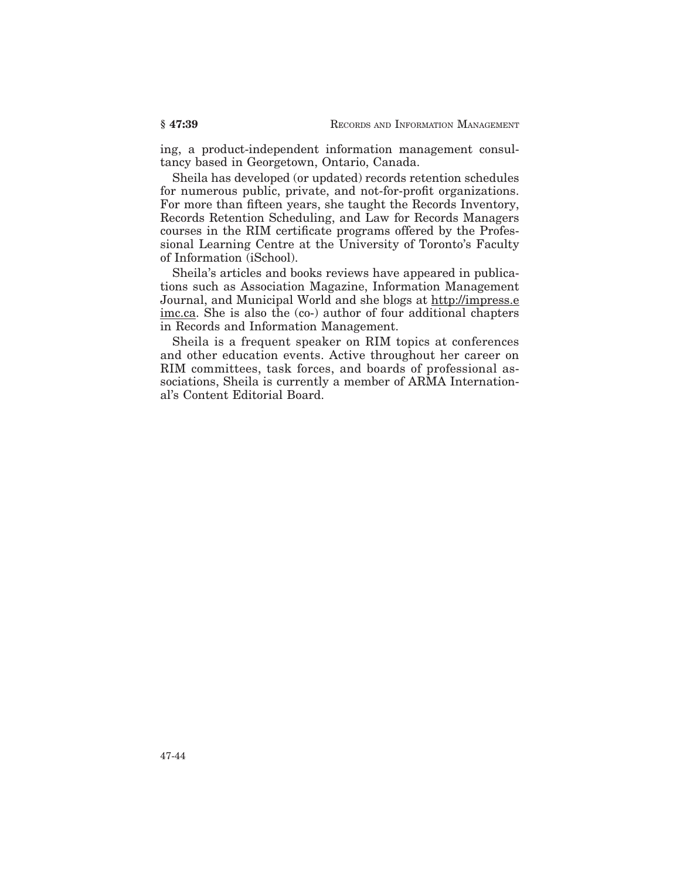ing, a product-independent information management consultancy based in Georgetown, Ontario, Canada.

Sheila has developed (or updated) records retention schedules for numerous public, private, and not-for-profit organizations. For more than fifteen years, she taught the Records Inventory, Records Retention Scheduling, and Law for Records Managers courses in the RIM certificate programs offered by the Professional Learning Centre at the University of Toronto's Faculty of Information (iSchool).

Sheila's articles and books reviews have appeared in publications such as Association Magazine, Information Management Journal, and Municipal World and she blogs at http://impress.eimc.ca. She is also the (co-) author of four additional chapters in Records and Information Management.

Sheila is a frequent speaker on RIM topics at conferences and other education events. Active throughout her career on RIM committees, task forces, and boards of professional associations, Sheila is currently a member of ARMA International's Content Editorial Board.